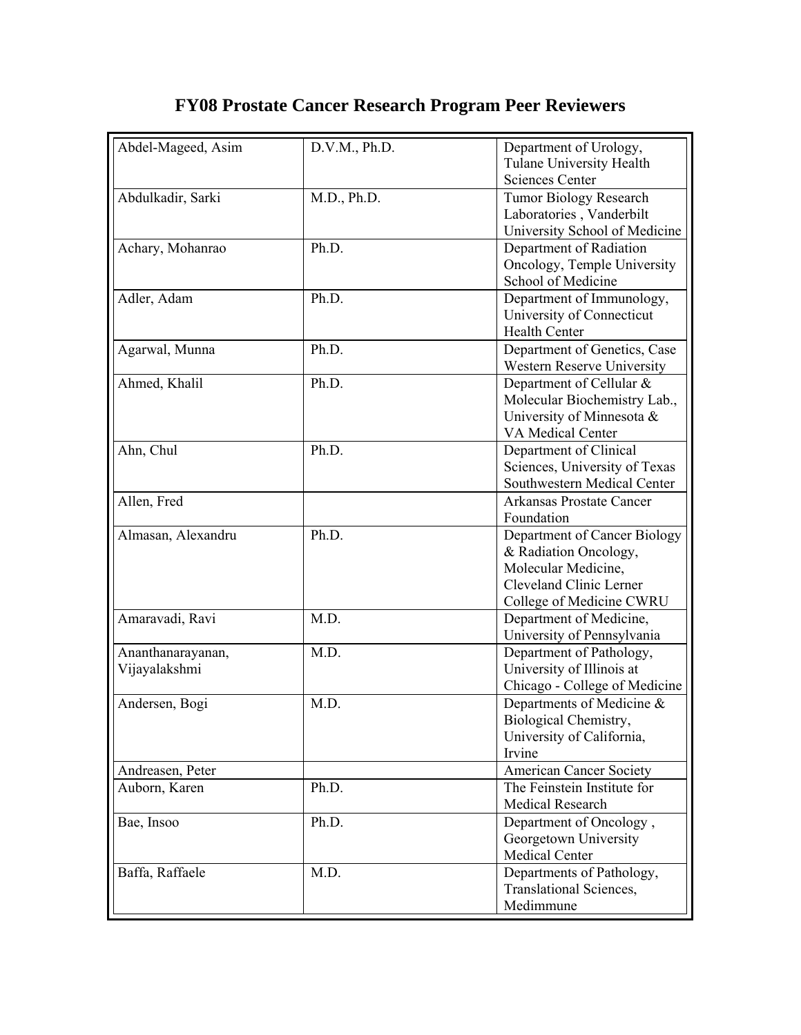# FY08 Prostate Cancer Research Program Peer Reviewers

| | | |
|---|---|---|
| Abdel-Mageed, Asim | D.V.M., Ph.D. | Department of Urology, Tulane University Health Sciences Center |
| Abdulkadir, Sarki | M.D., Ph.D. | Tumor Biology Research Laboratories , Vanderbilt University School of Medicine |
| Achary, Mohanrao | Ph.D. | Department of Radiation Oncology, Temple University School of Medicine |
| Adler, Adam | Ph.D. | Department of Immunology, University of Connecticut Health Center |
| Agarwal, Munna | Ph.D. | Department of Genetics, Case Western Reserve University |
| Ahmed, Khalil | Ph.D. | Department of Cellular & Molecular Biochemistry Lab., University of Minnesota & VA Medical Center |
| Ahn, Chul | Ph.D. | Department of Clinical Sciences, University of Texas Southwestern Medical Center |
| Allen, Fred | | Arkansas Prostate Cancer Foundation |
| Almasan, Alexandru | Ph.D. | Department of Cancer Biology & Radiation Oncology, Molecular Medicine, Cleveland Clinic Lerner College of Medicine CWRU |
| Amaravadi, Ravi | M.D. | Department of Medicine, University of Pennsylvania |
| Ananthanarayanan, Vijayalakshmi | M.D. | Department of Pathology, University of Illinois at Chicago - College of Medicine |
| Andersen, Bogi | M.D. | Departments of Medicine & Biological Chemistry, University of California, Irvine |
| Andreasen, Peter | | American Cancer Society |
| Auborn, Karen | Ph.D. | The Feinstein Institute for Medical Research |
| Bae, Insoo | Ph.D. | Department of Oncology , Georgetown University Medical Center |
| Baffa, Raffaele | M.D. | Departments of Pathology, Translational Sciences, Medimmune |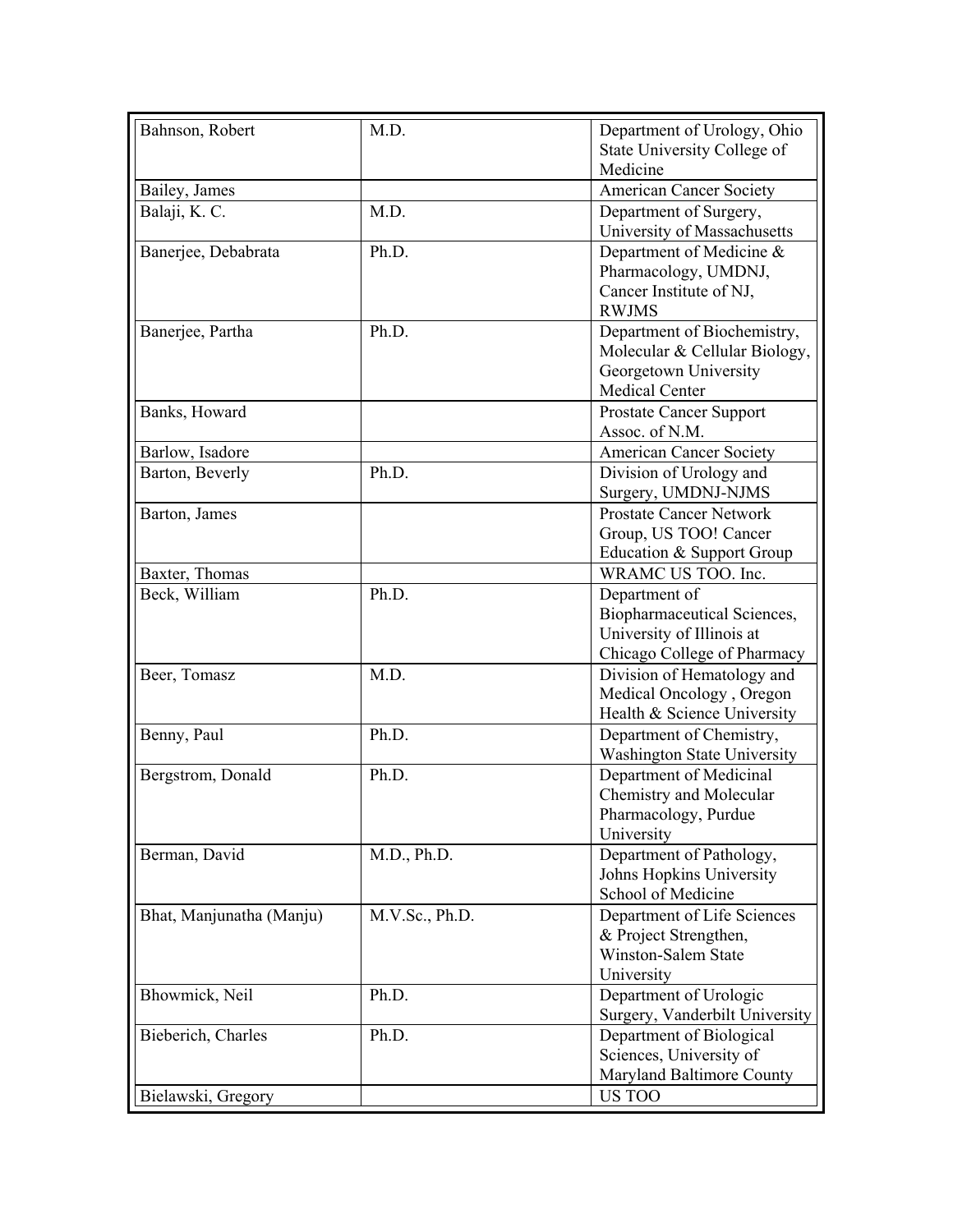| | | |
|---|---|---|
| Bahnson, Robert | M.D. | Department of Urology, Ohio State University College of Medicine |
| Bailey, James | | American Cancer Society |
| Balaji, K. C. | M.D. | Department of Surgery, University of Massachusetts |
| Banerjee, Debabrata | Ph.D. | Department of Medicine & Pharmacology, UMDNJ, Cancer Institute of NJ, RWJMS |
| Banerjee, Partha | Ph.D. | Department of Biochemistry, Molecular & Cellular Biology, Georgetown University Medical Center |
| Banks, Howard | | Prostate Cancer Support Assoc. of N.M. |
| Barlow, Isadore | | American Cancer Society |
| Barton, Beverly | Ph.D. | Division of Urology and Surgery, UMDNJ-NJMS |
| Barton, James | | Prostate Cancer Network Group, US TOO! Cancer Education & Support Group |
| Baxter, Thomas | | WRAMC US TOO. Inc. |
| Beck, William | Ph.D. | Department of Biopharmaceutical Sciences, University of Illinois at Chicago College of Pharmacy |
| Beer, Tomasz | M.D. | Division of Hematology and Medical Oncology , Oregon Health & Science University |
| Benny, Paul | Ph.D. | Department of Chemistry, Washington State University |
| Bergstrom, Donald | Ph.D. | Department of Medicinal Chemistry and Molecular Pharmacology, Purdue University |
| Berman, David | M.D., Ph.D. | Department of Pathology, Johns Hopkins University School of Medicine |
| Bhat, Manjunatha (Manju) | M.V.Sc., Ph.D. | Department of Life Sciences & Project Strengthen, Winston-Salem State University |
| Bhowmick, Neil | Ph.D. | Department of Urologic Surgery, Vanderbilt University |
| Bieberich, Charles | Ph.D. | Department of Biological Sciences, University of Maryland Baltimore County |
| Bielawski, Gregory | | US TOO |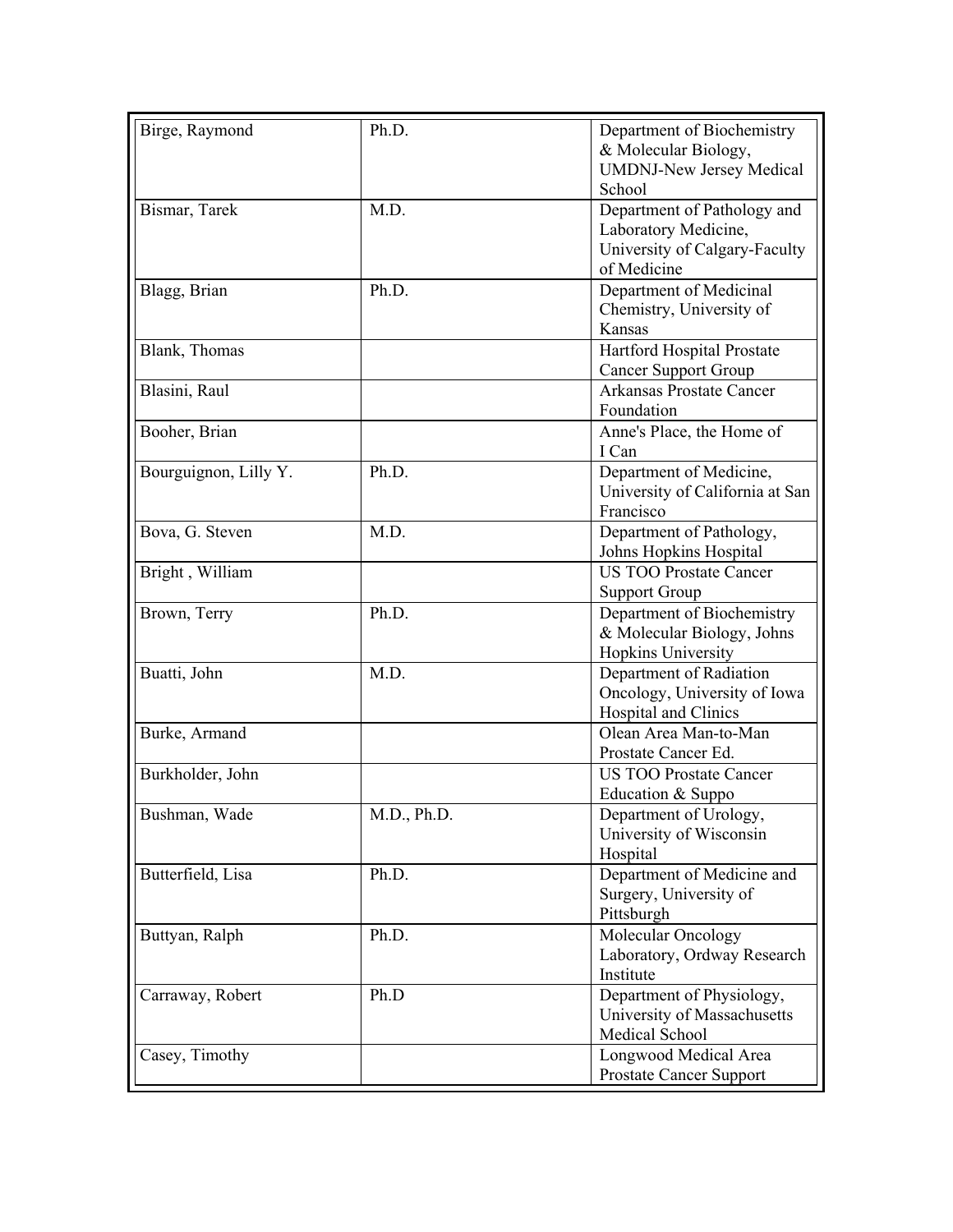| | | |
|---|---|---|
| Birge, Raymond | Ph.D. | Department of Biochemistry & Molecular Biology, UMDNJ-New Jersey Medical School |
| Bismar, Tarek | M.D. | Department of Pathology and Laboratory Medicine, University of Calgary-Faculty of Medicine |
| Blagg, Brian | Ph.D. | Department of Medicinal Chemistry, University of Kansas |
| Blank, Thomas | | Hartford Hospital Prostate Cancer Support Group |
| Blasini, Raul | | Arkansas Prostate Cancer Foundation |
| Booher, Brian | | Anne's Place, the Home of I Can |
| Bourguignon, Lilly Y. | Ph.D. | Department of Medicine, University of California at San Francisco |
| Bova, G. Steven | M.D. | Department of Pathology, Johns Hopkins Hospital |
| Bright , William | | US TOO Prostate Cancer Support Group |
| Brown, Terry | Ph.D. | Department of Biochemistry & Molecular Biology, Johns Hopkins University |
| Buatti, John | M.D. | Department of Radiation Oncology, University of Iowa Hospital and Clinics |
| Burke, Armand | | Olean Area Man-to-Man Prostate Cancer Ed. |
| Burkholder, John | | US TOO Prostate Cancer Education & Suppo |
| Bushman, Wade | M.D., Ph.D. | Department of Urology, University of Wisconsin Hospital |
| Butterfield, Lisa | Ph.D. | Department of Medicine and Surgery, University of Pittsburgh |
| Buttyan, Ralph | Ph.D. | Molecular Oncology Laboratory, Ordway Research Institute |
| Carraway, Robert | Ph.D | Department of Physiology, University of Massachusetts Medical School |
| Casey, Timothy | | Longwood Medical Area Prostate Cancer Support |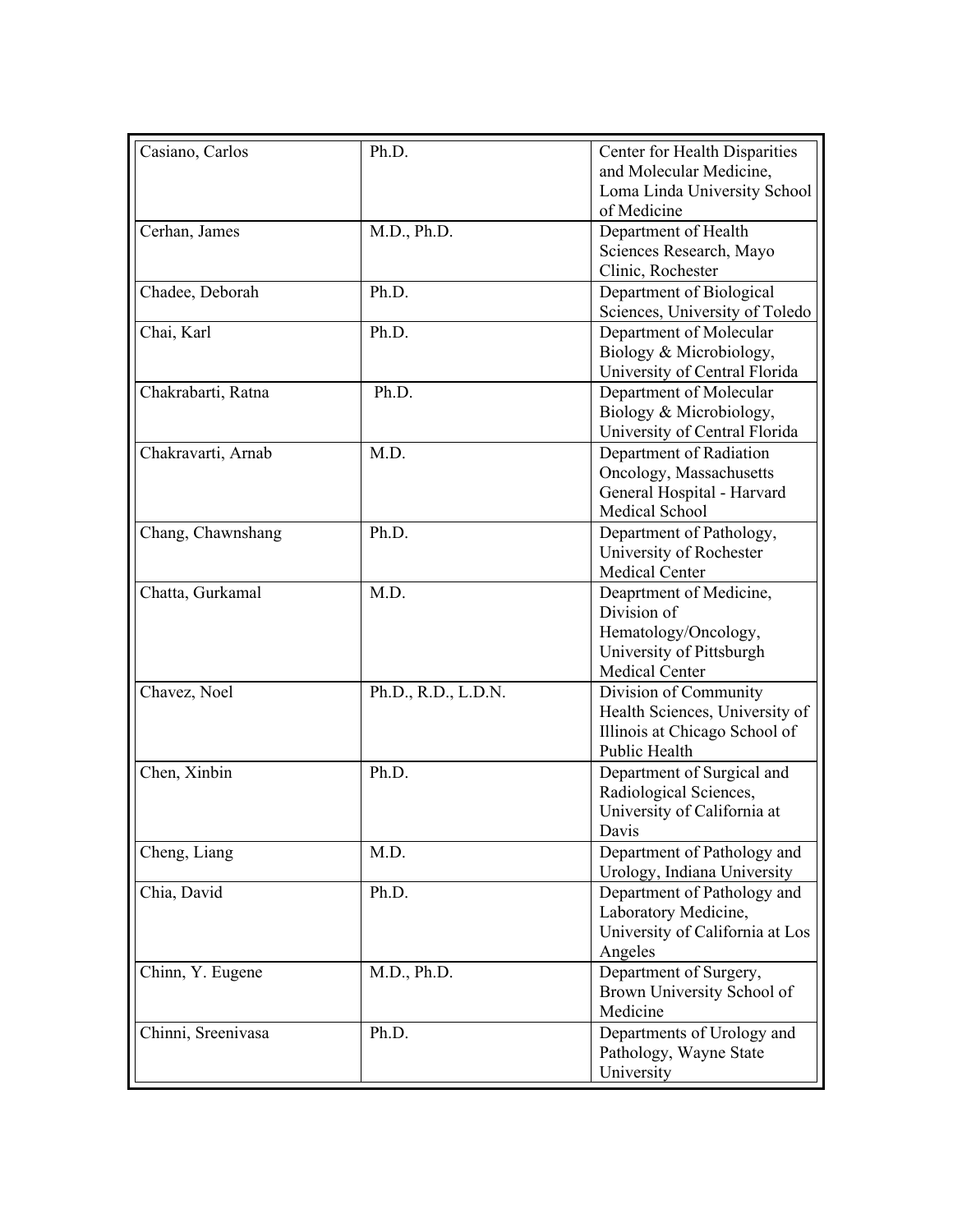| | | |
|---|---|---|
| Casiano, Carlos | Ph.D. | Center for Health Disparities and Molecular Medicine, Loma Linda University School of Medicine |
| Cerhan, James | M.D., Ph.D. | Department of Health Sciences Research, Mayo Clinic, Rochester |
| Chadee, Deborah | Ph.D. | Department of Biological Sciences, University of Toledo |
| Chai, Karl | Ph.D. | Department of Molecular Biology & Microbiology, University of Central Florida |
| Chakrabarti, Ratna | Ph.D. | Department of Molecular Biology & Microbiology, University of Central Florida |
| Chakravarti, Arnab | M.D. | Department of Radiation Oncology, Massachusetts General Hospital - Harvard Medical School |
| Chang, Chawnshang | Ph.D. | Department of Pathology, University of Rochester Medical Center |
| Chatta, Gurkamal | M.D. | Deaprtment of Medicine, Division of Hematology/Oncology, University of Pittsburgh Medical Center |
| Chavez, Noel | Ph.D., R.D., L.D.N. | Division of Community Health Sciences, University of Illinois at Chicago School of Public Health |
| Chen, Xinbin | Ph.D. | Department of Surgical and Radiological Sciences, University of California at Davis |
| Cheng, Liang | M.D. | Department of Pathology and Urology, Indiana University |
| Chia, David | Ph.D. | Department of Pathology and Laboratory Medicine, University of California at Los Angeles |
| Chinn, Y. Eugene | M.D., Ph.D. | Department of Surgery, Brown University School of Medicine |
| Chinni, Sreenivasa | Ph.D. | Departments of Urology and Pathology, Wayne State University |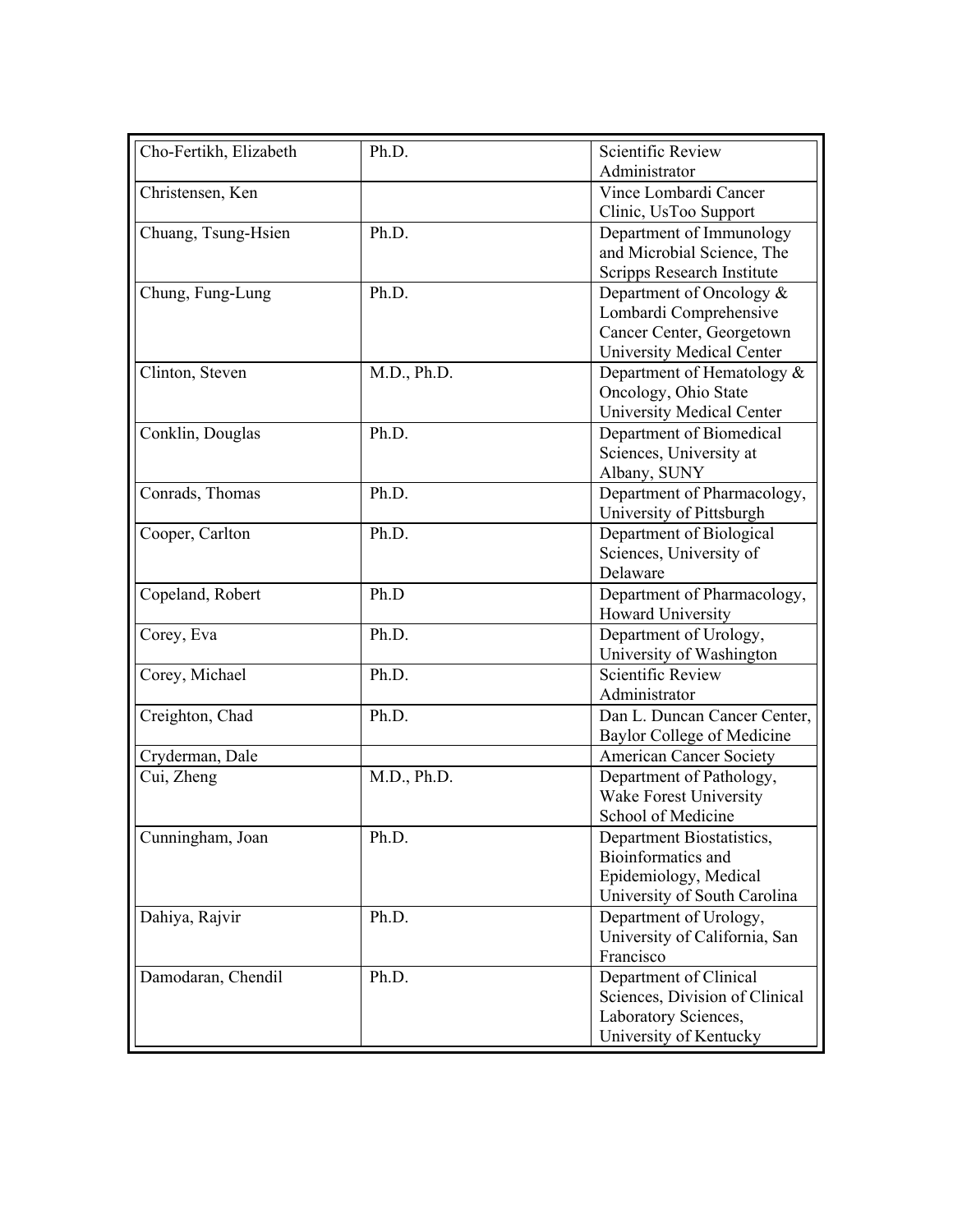| | | |
|---|---|---|
| Cho-Fertikh, Elizabeth | Ph.D. | Scientific Review Administrator |
| Christensen, Ken | | Vince Lombardi Cancer Clinic, UsToo Support |
| Chuang, Tsung-Hsien | Ph.D. | Department of Immunology and Microbial Science, The Scripps Research Institute |
| Chung, Fung-Lung | Ph.D. | Department of Oncology & Lombardi Comprehensive Cancer Center, Georgetown University Medical Center |
| Clinton, Steven | M.D., Ph.D. | Department of Hematology & Oncology, Ohio State University Medical Center |
| Conklin, Douglas | Ph.D. | Department of Biomedical Sciences, University at Albany, SUNY |
| Conrads, Thomas | Ph.D. | Department of Pharmacology, University of Pittsburgh |
| Cooper, Carlton | Ph.D. | Department of Biological Sciences, University of Delaware |
| Copeland, Robert | Ph.D | Department of Pharmacology, Howard University |
| Corey, Eva | Ph.D. | Department of Urology, University of Washington |
| Corey, Michael | Ph.D. | Scientific Review Administrator |
| Creighton, Chad | Ph.D. | Dan L. Duncan Cancer Center, Baylor College of Medicine |
| Cryderman, Dale | | American Cancer Society |
| Cui, Zheng | M.D., Ph.D. | Department of Pathology, Wake Forest University School of Medicine |
| Cunningham, Joan | Ph.D. | Department Biostatistics, Bioinformatics and Epidemiology, Medical University of South Carolina |
| Dahiya, Rajvir | Ph.D. | Department of Urology, University of California, San Francisco |
| Damodaran, Chendil | Ph.D. | Department of Clinical Sciences, Division of Clinical Laboratory Sciences, University of Kentucky |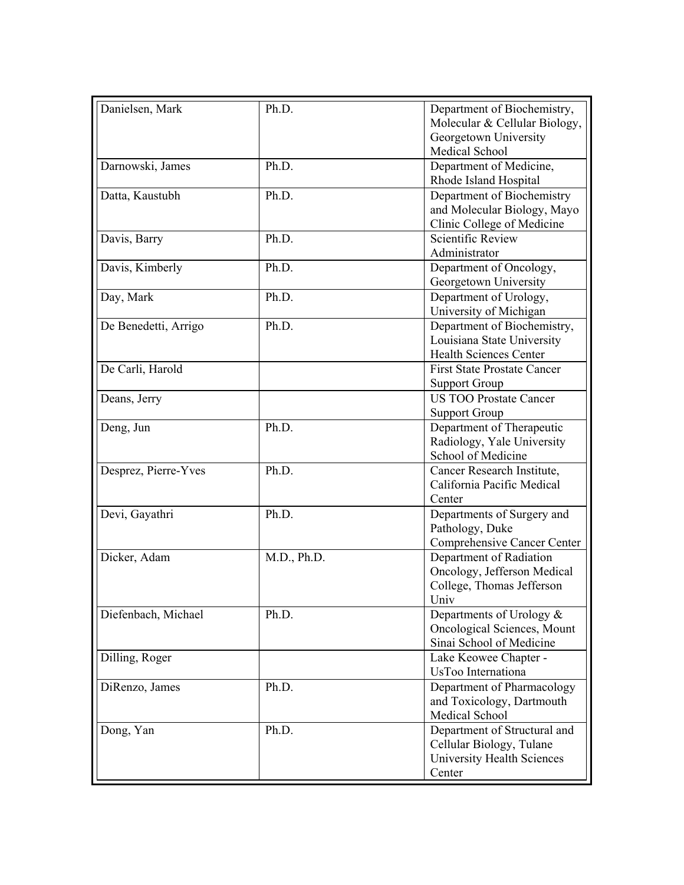| Danielsen, Mark | Ph.D. | Department of Biochemistry, Molecular & Cellular Biology, Georgetown University Medical School |
|---|---|---|
| Darnowski, James | Ph.D. | Department of Medicine, Rhode Island Hospital |
| Datta, Kaustubh | Ph.D. | Department of Biochemistry and Molecular Biology, Mayo Clinic College of Medicine |
| Davis, Barry | Ph.D. | Scientific Review Administrator |
| Davis, Kimberly | Ph.D. | Department of Oncology, Georgetown University |
| Day, Mark | Ph.D. | Department of Urology, University of Michigan |
| De Benedetti, Arrigo | Ph.D. | Department of Biochemistry, Louisiana State University Health Sciences Center |
| De Carli, Harold | | First State Prostate Cancer Support Group |
| Deans, Jerry | | US TOO Prostate Cancer Support Group |
| Deng, Jun | Ph.D. | Department of Therapeutic Radiology, Yale University School of Medicine |
| Desprez, Pierre-Yves | Ph.D. | Cancer Research Institute, California Pacific Medical Center |
| Devi, Gayathri | Ph.D. | Departments of Surgery and Pathology, Duke Comprehensive Cancer Center |
| Dicker, Adam | M.D., Ph.D. | Department of Radiation Oncology, Jefferson Medical College, Thomas Jefferson Univ |
| Diefenbach, Michael | Ph.D. | Departments of Urology & Oncological Sciences, Mount Sinai School of Medicine |
| Dilling, Roger | | Lake Keowee Chapter - UsToo Internationa |
| DiRenzo, James | Ph.D. | Department of Pharmacology and Toxicology, Dartmouth Medical School |
| Dong, Yan | Ph.D. | Department of Structural and Cellular Biology, Tulane University Health Sciences Center |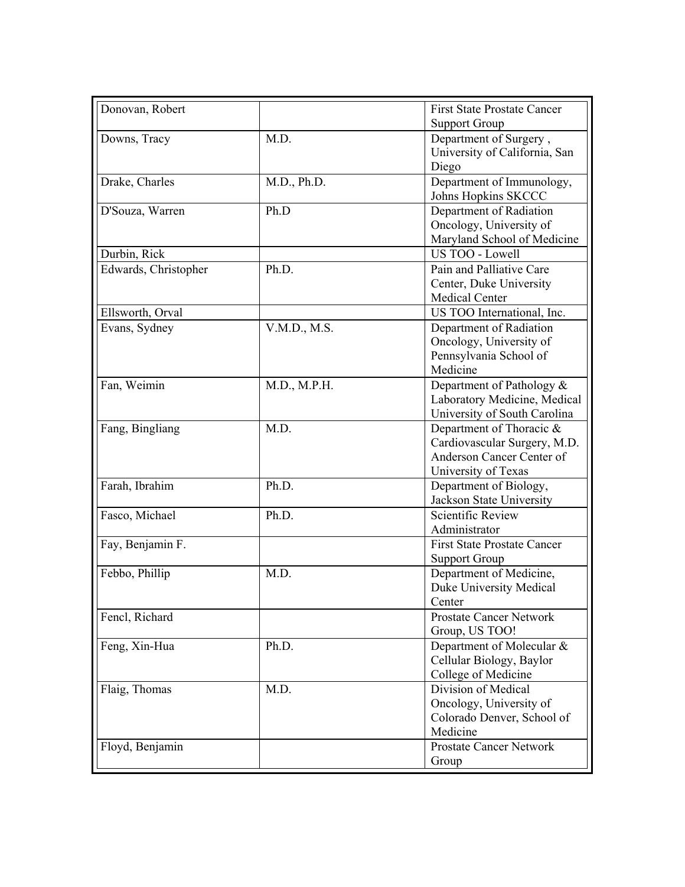| Donovan, Robert | | First State Prostate Cancer Support Group |
|---|---|---|
| Downs, Tracy | M.D. | Department of Surgery , University of California, San Diego |
| Drake, Charles | M.D., Ph.D. | Department of Immunology, Johns Hopkins SKCCC |
| D'Souza, Warren | Ph.D | Department of Radiation Oncology, University of Maryland School of Medicine |
| Durbin, Rick | | US TOO - Lowell |
| Edwards, Christopher | Ph.D. | Pain and Palliative Care Center, Duke University Medical Center |
| Ellsworth, Orval | | US TOO International, Inc. |
| Evans, Sydney | V.M.D., M.S. | Department of Radiation Oncology, University of Pennsylvania School of Medicine |
| Fan, Weimin | M.D., M.P.H. | Department of Pathology & Laboratory Medicine, Medical University of South Carolina |
| Fang, Bingliang | M.D. | Department of Thoracic & Cardiovascular Surgery, M.D. Anderson Cancer Center of University of Texas |
| Farah, Ibrahim | Ph.D. | Department of Biology, Jackson State University |
| Fasco, Michael | Ph.D. | Scientific Review Administrator |
| Fay, Benjamin F. | | First State Prostate Cancer Support Group |
| Febbo, Phillip | M.D. | Department of Medicine, Duke University Medical Center |
| Fencl, Richard | | Prostate Cancer Network Group, US TOO! |
| Feng, Xin-Hua | Ph.D. | Department of Molecular & Cellular Biology, Baylor College of Medicine |
| Flaig, Thomas | M.D. | Division of Medical Oncology, University of Colorado Denver, School of Medicine |
| Floyd, Benjamin | | Prostate Cancer Network Group |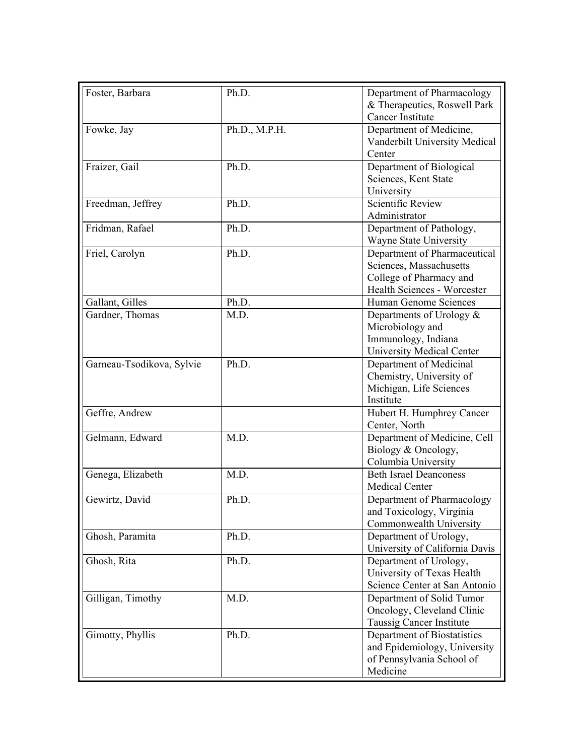| Foster, Barbara | Ph.D. | Department of Pharmacology & Therapeutics, Roswell Park Cancer Institute |
|---|---|---|
| Fowke, Jay | Ph.D., M.P.H. | Department of Medicine, Vanderbilt University Medical Center |
| Fraizer, Gail | Ph.D. | Department of Biological Sciences, Kent State University |
| Freedman, Jeffrey | Ph.D. | Scientific Review Administrator |
| Fridman, Rafael | Ph.D. | Department of Pathology, Wayne State University |
| Friel, Carolyn | Ph.D. | Department of Pharmaceutical Sciences, Massachusetts College of Pharmacy and Health Sciences - Worcester |
| Gallant, Gilles | Ph.D. | Human Genome Sciences |
| Gardner, Thomas | M.D. | Departments of Urology & Microbiology and Immunology, Indiana University Medical Center |
| Garneau-Tsodikova, Sylvie | Ph.D. | Department of Medicinal Chemistry, University of Michigan, Life Sciences Institute |
| Geffre, Andrew | | Hubert H. Humphrey Cancer Center, North |
| Gelmann, Edward | M.D. | Department of Medicine, Cell Biology & Oncology, Columbia University |
| Genega, Elizabeth | M.D. | Beth Israel Deanconess Medical Center |
| Gewirtz, David | Ph.D. | Department of Pharmacology and Toxicology, Virginia Commonwealth University |
| Ghosh, Paramita | Ph.D. | Department of Urology, University of California Davis |
| Ghosh, Rita | Ph.D. | Department of Urology, University of Texas Health Science Center at San Antonio |
| Gilligan, Timothy | M.D. | Department of Solid Tumor Oncology, Cleveland Clinic Taussig Cancer Institute |
| Gimotty, Phyllis | Ph.D. | Department of Biostatistics and Epidemiology, University of Pennsylvania School of Medicine |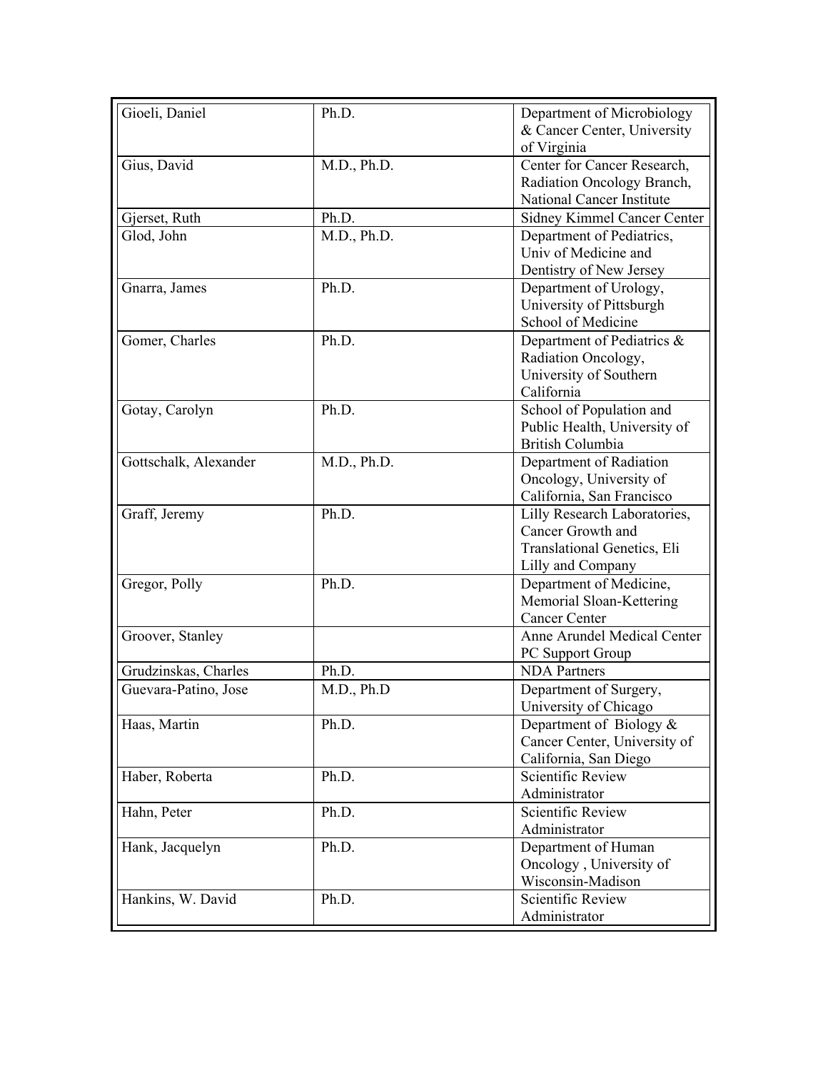| | | |
|---|---|---|
| Gioeli, Daniel | Ph.D. | Department of Microbiology & Cancer Center, University of Virginia |
| Gius, David | M.D., Ph.D. | Center for Cancer Research, Radiation Oncology Branch, National Cancer Institute |
| Gjerset, Ruth | Ph.D. | Sidney Kimmel Cancer Center |
| Glod, John | M.D., Ph.D. | Department of Pediatrics, Univ of Medicine and Dentistry of New Jersey |
| Gnarra, James | Ph.D. | Department of Urology, University of Pittsburgh School of Medicine |
| Gomer, Charles | Ph.D. | Department of Pediatrics & Radiation Oncology, University of Southern California |
| Gotay, Carolyn | Ph.D. | School of Population and Public Health, University of British Columbia |
| Gottschalk, Alexander | M.D., Ph.D. | Department of Radiation Oncology, University of California, San Francisco |
| Graff, Jeremy | Ph.D. | Lilly Research Laboratories, Cancer Growth and Translational Genetics, Eli Lilly and Company |
| Gregor, Polly | Ph.D. | Department of Medicine, Memorial Sloan-Kettering Cancer Center |
| Groover, Stanley | | Anne Arundel Medical Center PC Support Group |
| Grudzinskas, Charles | Ph.D. | NDA Partners |
| Guevara-Patino, Jose | M.D., Ph.D | Department of Surgery, University of Chicago |
| Haas, Martin | Ph.D. | Department of Biology & Cancer Center, University of California, San Diego |
| Haber, Roberta | Ph.D. | Scientific Review Administrator |
| Hahn, Peter | Ph.D. | Scientific Review Administrator |
| Hank, Jacquelyn | Ph.D. | Department of Human Oncology , University of Wisconsin-Madison |
| Hankins, W. David | Ph.D. | Scientific Review Administrator |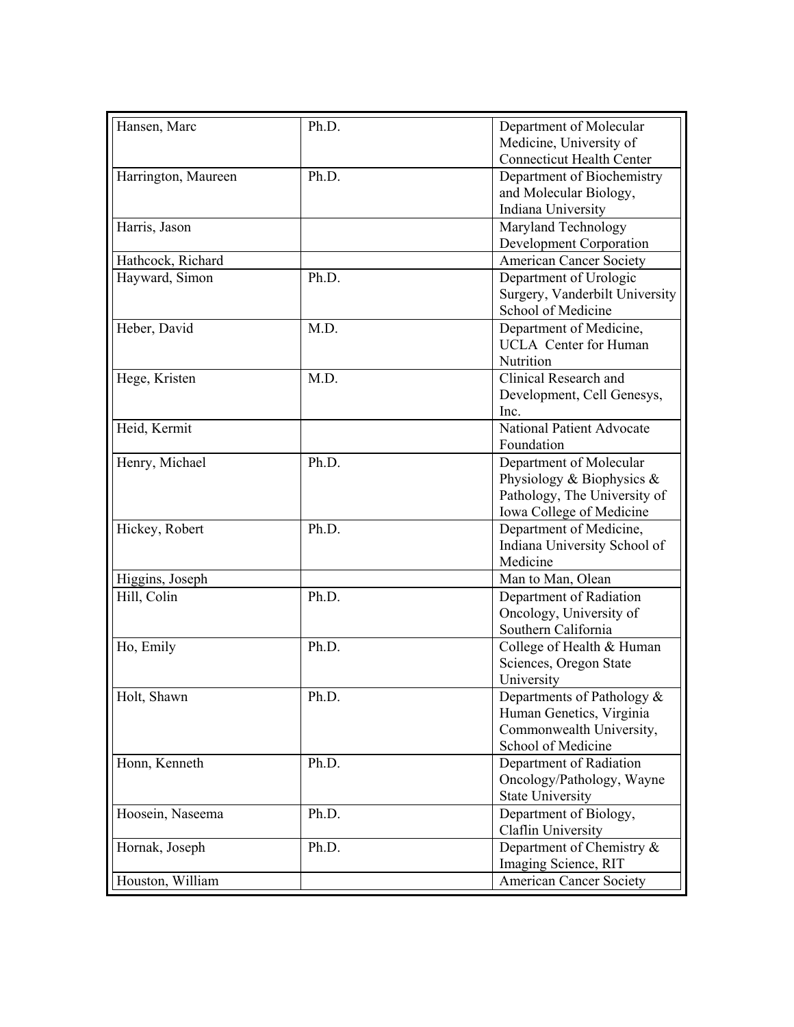| Hansen, Marc | Ph.D. | Department of Molecular Medicine, University of Connecticut Health Center |
|---|---|---|
| Harrington, Maureen | Ph.D. | Department of Biochemistry and Molecular Biology, Indiana University |
| Harris, Jason | | Maryland Technology Development Corporation |
| Hathcock, Richard | | American Cancer Society |
| Hayward, Simon | Ph.D. | Department of Urologic Surgery, Vanderbilt University School of Medicine |
| Heber, David | M.D. | Department of Medicine, UCLA Center for Human Nutrition |
| Hege, Kristen | M.D. | Clinical Research and Development, Cell Genesys, Inc. |
| Heid, Kermit | | National Patient Advocate Foundation |
| Henry, Michael | Ph.D. | Department of Molecular Physiology & Biophysics & Pathology, The University of Iowa College of Medicine |
| Hickey, Robert | Ph.D. | Department of Medicine, Indiana University School of Medicine |
| Higgins, Joseph | | Man to Man, Olean |
| Hill, Colin | Ph.D. | Department of Radiation Oncology, University of Southern California |
| Ho, Emily | Ph.D. | College of Health & Human Sciences, Oregon State University |
| Holt, Shawn | Ph.D. | Departments of Pathology & Human Genetics, Virginia Commonwealth University, School of Medicine |
| Honn, Kenneth | Ph.D. | Department of Radiation Oncology/Pathology, Wayne State University |
| Hoosein, Naseema | Ph.D. | Department of Biology, Claflin University |
| Hornak, Joseph | Ph.D. | Department of Chemistry & Imaging Science, RIT |
| Houston, William | | American Cancer Society |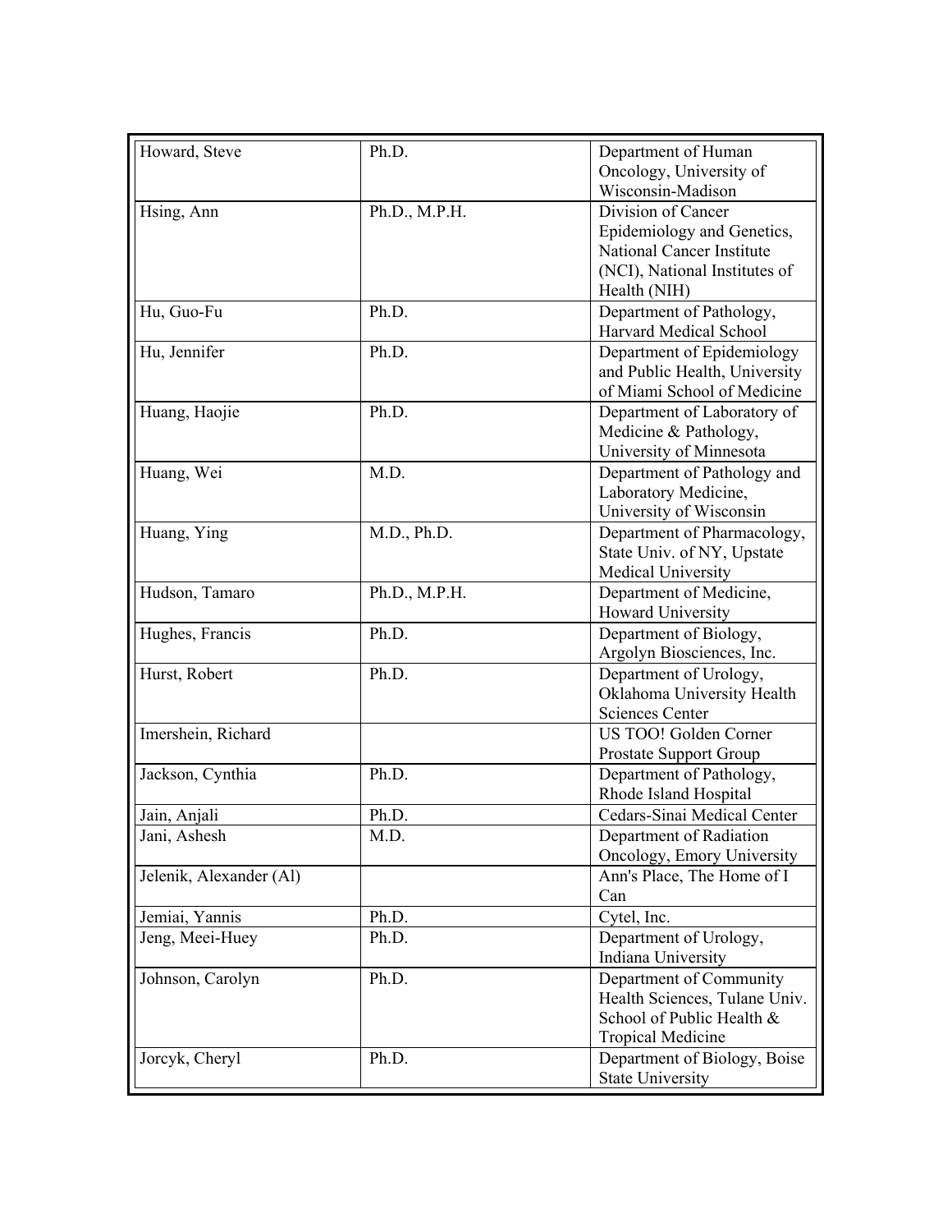| Howard, Steve | Ph.D. | Department of Human Oncology, University of Wisconsin-Madison |
|---|---|---|
| Hsing, Ann | Ph.D., M.P.H. | Division of Cancer Epidemiology and Genetics, National Cancer Institute (NCI), National Institutes of Health (NIH) |
| Hu, Guo-Fu | Ph.D. | Department of Pathology, Harvard Medical School |
| Hu, Jennifer | Ph.D. | Department of Epidemiology and Public Health, University of Miami School of Medicine |
| Huang, Haojie | Ph.D. | Department of Laboratory of Medicine & Pathology, University of Minnesota |
| Huang, Wei | M.D. | Department of Pathology and Laboratory Medicine, University of Wisconsin |
| Huang, Ying | M.D., Ph.D. | Department of Pharmacology, State Univ. of NY, Upstate Medical University |
| Hudson, Tamaro | Ph.D., M.P.H. | Department of Medicine, Howard University |
| Hughes, Francis | Ph.D. | Department of Biology, Argolyn Biosciences, Inc. |
| Hurst, Robert | Ph.D. | Department of Urology, Oklahoma University Health Sciences Center |
| Imershein, Richard | | US TOO! Golden Corner Prostate Support Group |
| Jackson, Cynthia | Ph.D. | Department of Pathology, Rhode Island Hospital |
| Jain, Anjali | Ph.D. | Cedars-Sinai Medical Center |
| Jani, Ashesh | M.D. | Department of Radiation Oncology, Emory University |
| Jelenik, Alexander (Al) | | Ann's Place, The Home of I Can |
| Jemiai, Yannis | Ph.D. | Cytel, Inc. |
| Jeng, Meei-Huey | Ph.D. | Department of Urology, Indiana University |
| Johnson, Carolyn | Ph.D. | Department of Community Health Sciences, Tulane Univ. School of Public Health & Tropical Medicine |
| Jorcyk, Cheryl | Ph.D. | Department of Biology, Boise State University |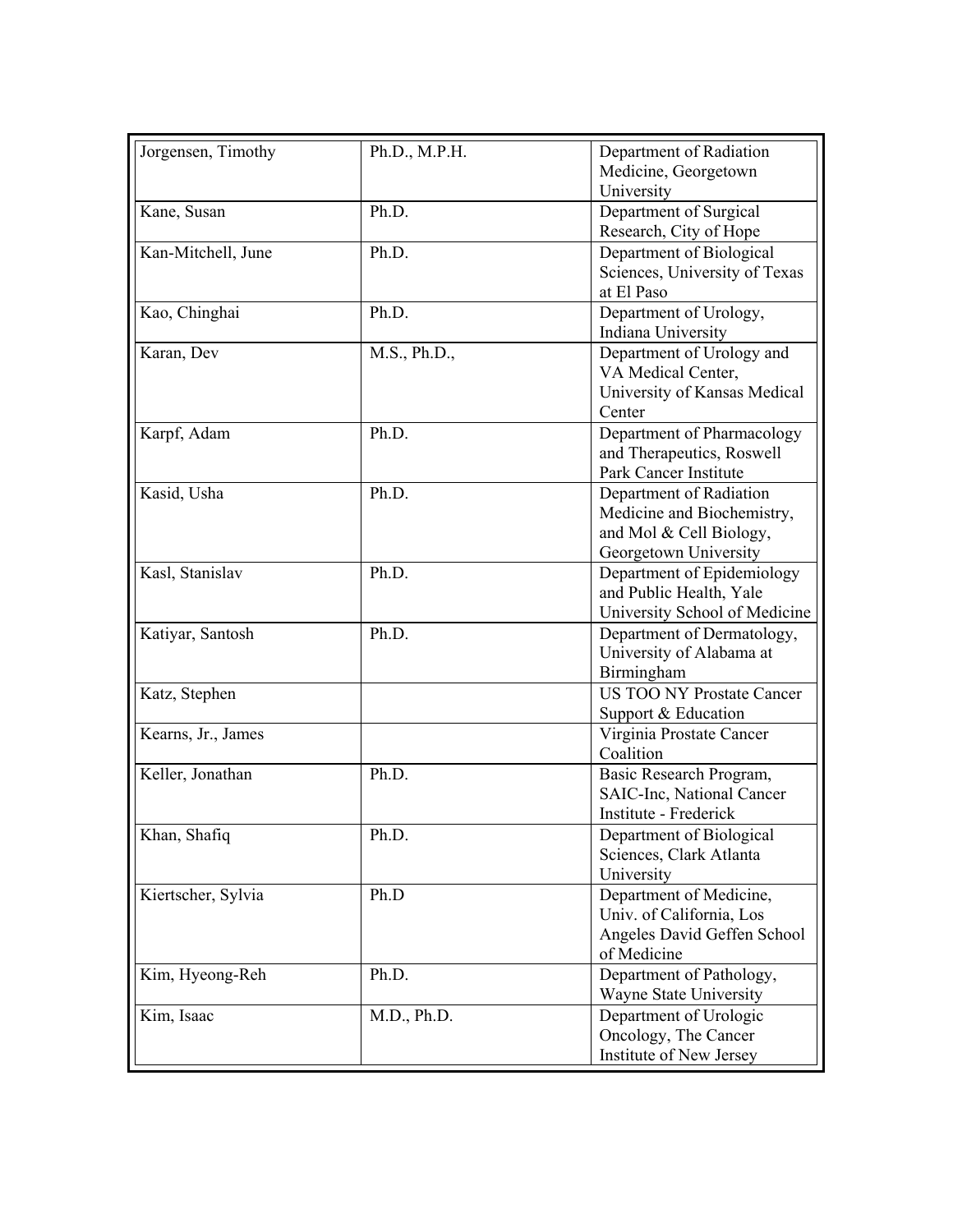| | | |
|---|---|---|
| Jorgensen, Timothy | Ph.D., M.P.H. | Department of Radiation Medicine, Georgetown University |
| Kane, Susan | Ph.D. | Department of Surgical Research, City of Hope |
| Kan-Mitchell, June | Ph.D. | Department of Biological Sciences, University of Texas at El Paso |
| Kao, Chinghai | Ph.D. | Department of Urology, Indiana University |
| Karan, Dev | M.S., Ph.D., | Department of Urology and VA Medical Center, University of Kansas Medical Center |
| Karpf, Adam | Ph.D. | Department of Pharmacology and Therapeutics, Roswell Park Cancer Institute |
| Kasid, Usha | Ph.D. | Department of Radiation Medicine and Biochemistry, and Mol & Cell Biology, Georgetown University |
| Kasl, Stanislav | Ph.D. | Department of Epidemiology and Public Health, Yale University School of Medicine |
| Katiyar, Santosh | Ph.D. | Department of Dermatology, University of Alabama at Birmingham |
| Katz, Stephen | | US TOO NY Prostate Cancer Support & Education |
| Kearns, Jr., James | | Virginia Prostate Cancer Coalition |
| Keller, Jonathan | Ph.D. | Basic Research Program, SAIC-Inc, National Cancer Institute - Frederick |
| Khan, Shafiq | Ph.D. | Department of Biological Sciences, Clark Atlanta University |
| Kiertscher, Sylvia | Ph.D | Department of Medicine, Univ. of California, Los Angeles David Geffen School of Medicine |
| Kim, Hyeong-Reh | Ph.D. | Department of Pathology, Wayne State University |
| Kim, Isaac | M.D., Ph.D. | Department of Urologic Oncology, The Cancer Institute of New Jersey |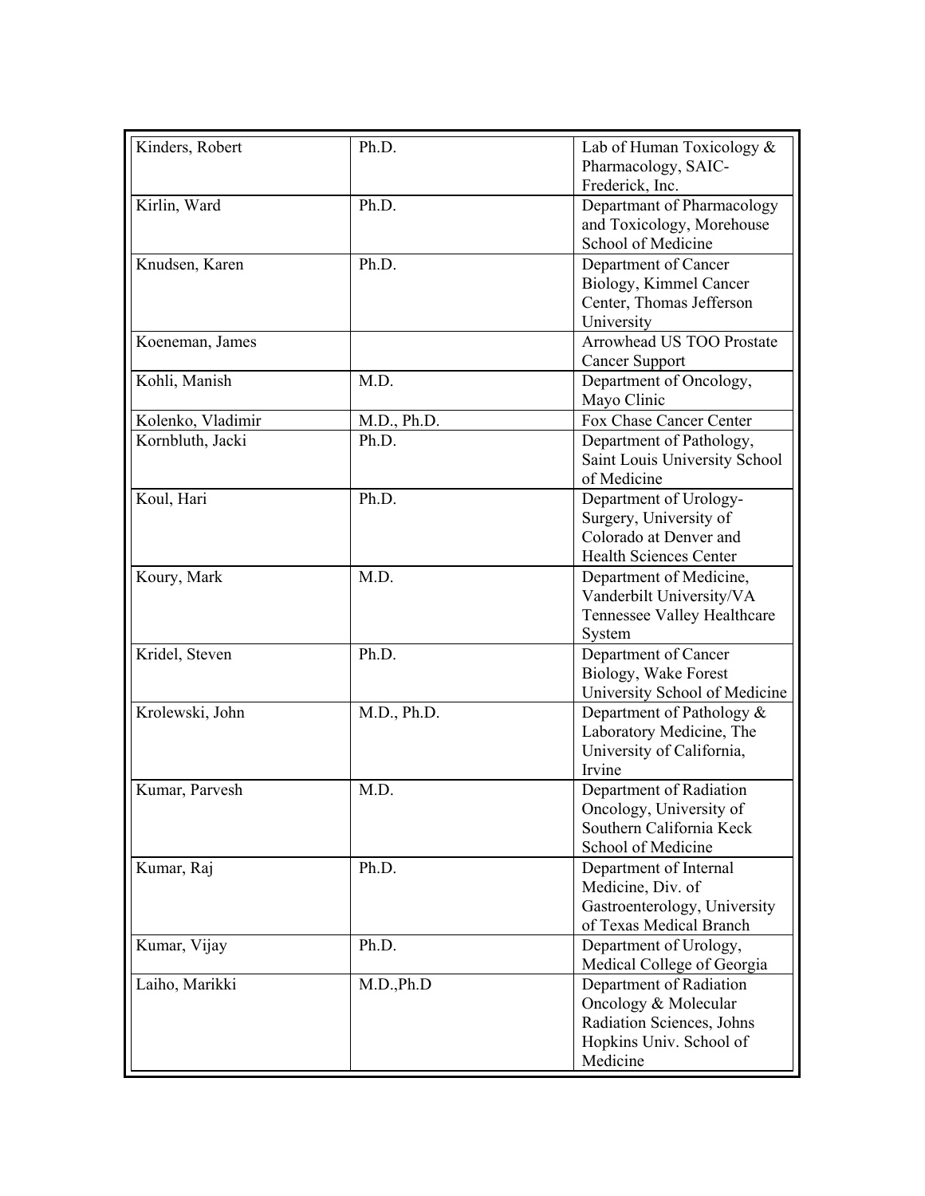| Kinders, Robert | Ph.D. | Lab of Human Toxicology & Pharmacology, SAIC-Frederick, Inc. |
|---|---|---|
| Kirlin, Ward | Ph.D. | Departmant of Pharmacology and Toxicology, Morehouse School of Medicine |
| Knudsen, Karen | Ph.D. | Department of Cancer Biology, Kimmel Cancer Center, Thomas Jefferson University |
| Koeneman, James | | Arrowhead US TOO Prostate Cancer Support |
| Kohli, Manish | M.D. | Department of Oncology, Mayo Clinic |
| Kolenko, Vladimir | M.D., Ph.D. | Fox Chase Cancer Center |
| Kornbluth, Jacki | Ph.D. | Department of Pathology, Saint Louis University School of Medicine |
| Koul, Hari | Ph.D. | Department of Urology-Surgery, University of Colorado at Denver and Health Sciences Center |
| Koury, Mark | M.D. | Department of Medicine, Vanderbilt University/VA Tennessee Valley Healthcare System |
| Kridel, Steven | Ph.D. | Department of Cancer Biology, Wake Forest University School of Medicine |
| Krolewski, John | M.D., Ph.D. | Department of Pathology & Laboratory Medicine, The University of California, Irvine |
| Kumar, Parvesh | M.D. | Department of Radiation Oncology, University of Southern California Keck School of Medicine |
| Kumar, Raj | Ph.D. | Department of Internal Medicine, Div. of Gastroenterology, University of Texas Medical Branch |
| Kumar, Vijay | Ph.D. | Department of Urology, Medical College of Georgia |
| Laiho, Marikki | M.D.,Ph.D | Department of Radiation Oncology & Molecular Radiation Sciences, Johns Hopkins Univ. School of Medicine |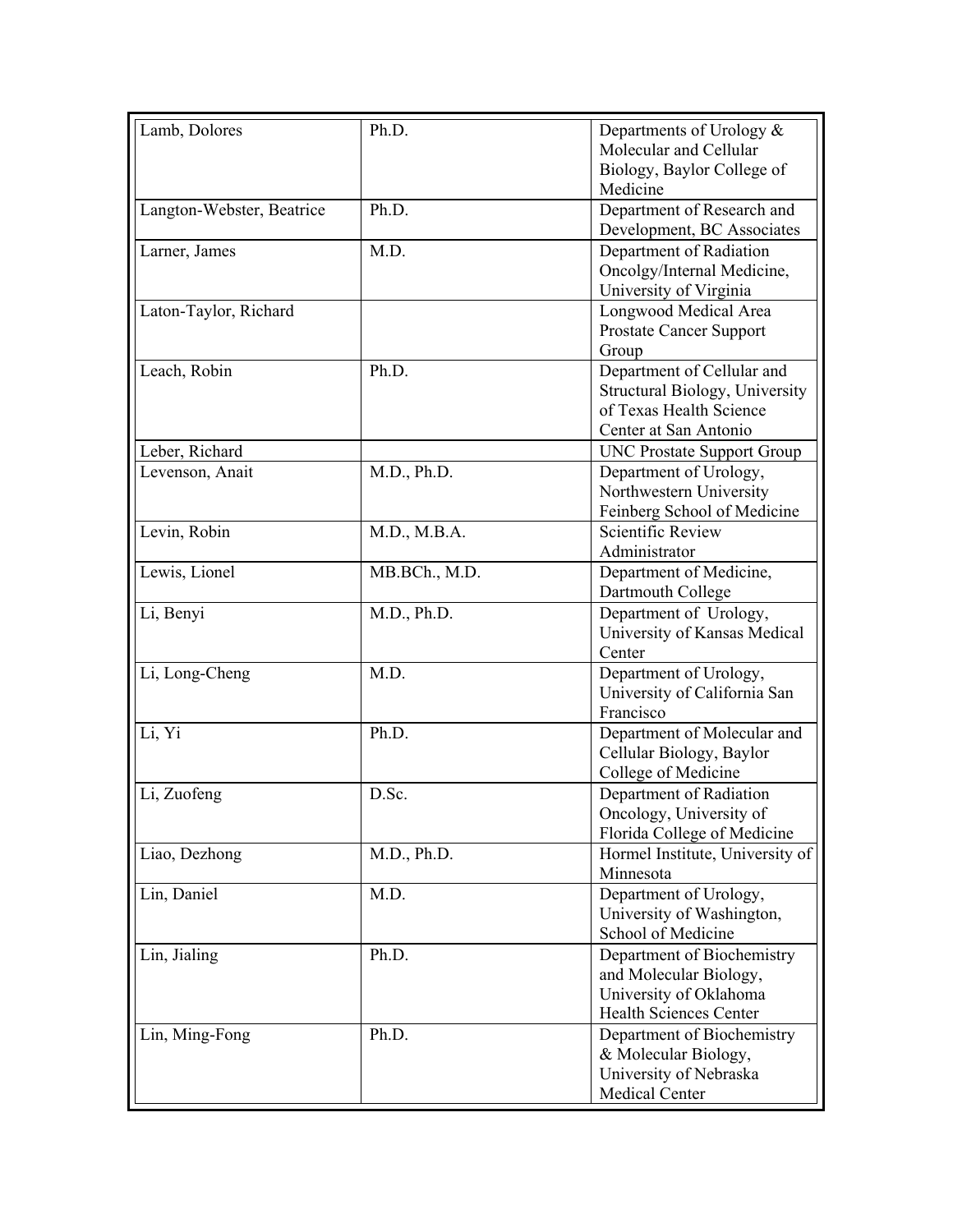| | | |
|---|---|---|
| Lamb, Dolores | Ph.D. | Departments of Urology & Molecular and Cellular Biology, Baylor College of Medicine |
| Langton-Webster, Beatrice | Ph.D. | Department of Research and Development, BC Associates |
| Larner, James | M.D. | Department of Radiation Oncolgy/Internal Medicine, University of Virginia |
| Laton-Taylor, Richard | | Longwood Medical Area Prostate Cancer Support Group |
| Leach, Robin | Ph.D. | Department of Cellular and Structural Biology, University of Texas Health Science Center at San Antonio |
| Leber, Richard | | UNC Prostate Support Group |
| Levenson, Anait | M.D., Ph.D. | Department of Urology, Northwestern University Feinberg School of Medicine |
| Levin, Robin | M.D., M.B.A. | Scientific Review Administrator |
| Lewis, Lionel | MB.BCh., M.D. | Department of Medicine, Dartmouth College |
| Li, Benyi | M.D., Ph.D. | Department of Urology, University of Kansas Medical Center |
| Li, Long-Cheng | M.D. | Department of Urology, University of California San Francisco |
| Li, Yi | Ph.D. | Department of Molecular and Cellular Biology, Baylor College of Medicine |
| Li, Zuofeng | D.Sc. | Department of Radiation Oncology, University of Florida College of Medicine |
| Liao, Dezhong | M.D., Ph.D. | Hormel Institute, University of Minnesota |
| Lin, Daniel | M.D. | Department of Urology, University of Washington, School of Medicine |
| Lin, Jialing | Ph.D. | Department of Biochemistry and Molecular Biology, University of Oklahoma Health Sciences Center |
| Lin, Ming-Fong | Ph.D. | Department of Biochemistry & Molecular Biology, University of Nebraska Medical Center |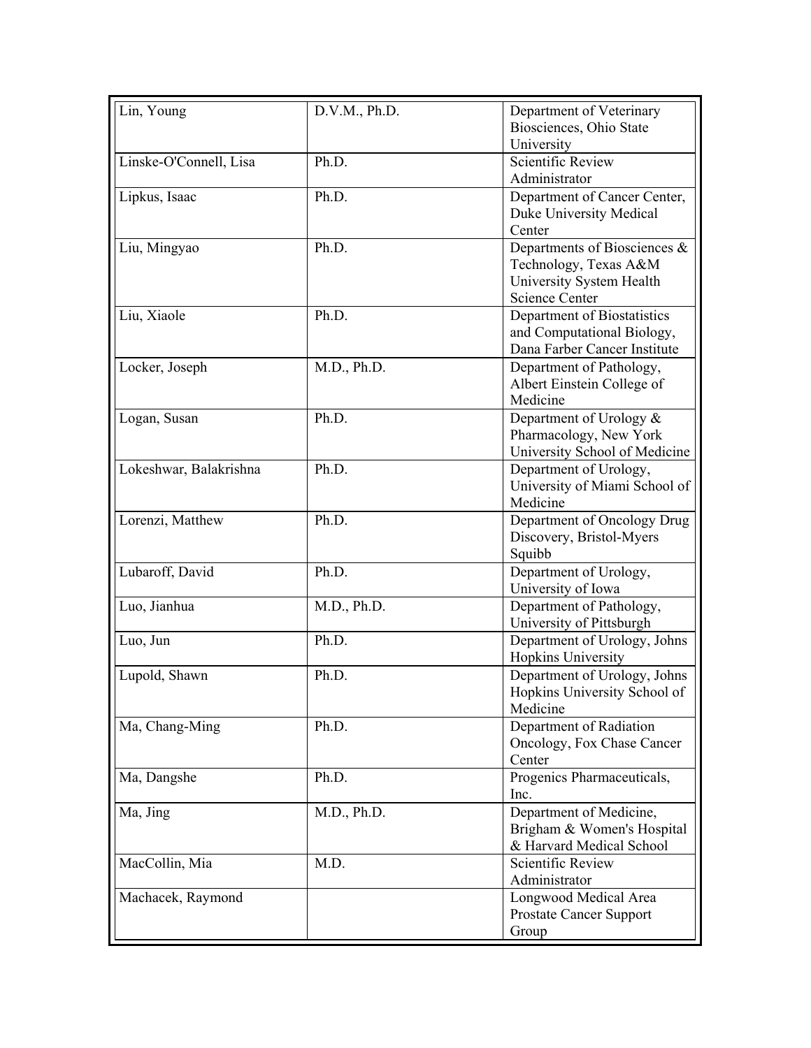| | | |
|---|---|---|
| Lin, Young | D.V.M., Ph.D. | Department of Veterinary Biosciences, Ohio State University |
| Linske-O'Connell, Lisa | Ph.D. | Scientific Review Administrator |
| Lipkus, Isaac | Ph.D. | Department of Cancer Center, Duke University Medical Center |
| Liu, Mingyao | Ph.D. | Departments of Biosciences & Technology, Texas A&M University System Health Science Center |
| Liu, Xiaole | Ph.D. | Department of Biostatistics and Computational Biology, Dana Farber Cancer Institute |
| Locker, Joseph | M.D., Ph.D. | Department of Pathology, Albert Einstein College of Medicine |
| Logan, Susan | Ph.D. | Department of Urology & Pharmacology, New York University School of Medicine |
| Lokeshwar, Balakrishna | Ph.D. | Department of Urology, University of Miami School of Medicine |
| Lorenzi, Matthew | Ph.D. | Department of Oncology Drug Discovery, Bristol-Myers Squibb |
| Lubaroff, David | Ph.D. | Department of Urology, University of Iowa |
| Luo, Jianhua | M.D., Ph.D. | Department of Pathology, University of Pittsburgh |
| Luo, Jun | Ph.D. | Department of Urology, Johns Hopkins University |
| Lupold, Shawn | Ph.D. | Department of Urology, Johns Hopkins University School of Medicine |
| Ma, Chang-Ming | Ph.D. | Department of Radiation Oncology, Fox Chase Cancer Center |
| Ma, Dangshe | Ph.D. | Progenics Pharmaceuticals, Inc. |
| Ma, Jing | M.D., Ph.D. | Department of Medicine, Brigham & Women's Hospital & Harvard Medical School |
| MacCollin, Mia | M.D. | Scientific Review Administrator |
| Machacek, Raymond | | Longwood Medical Area Prostate Cancer Support Group |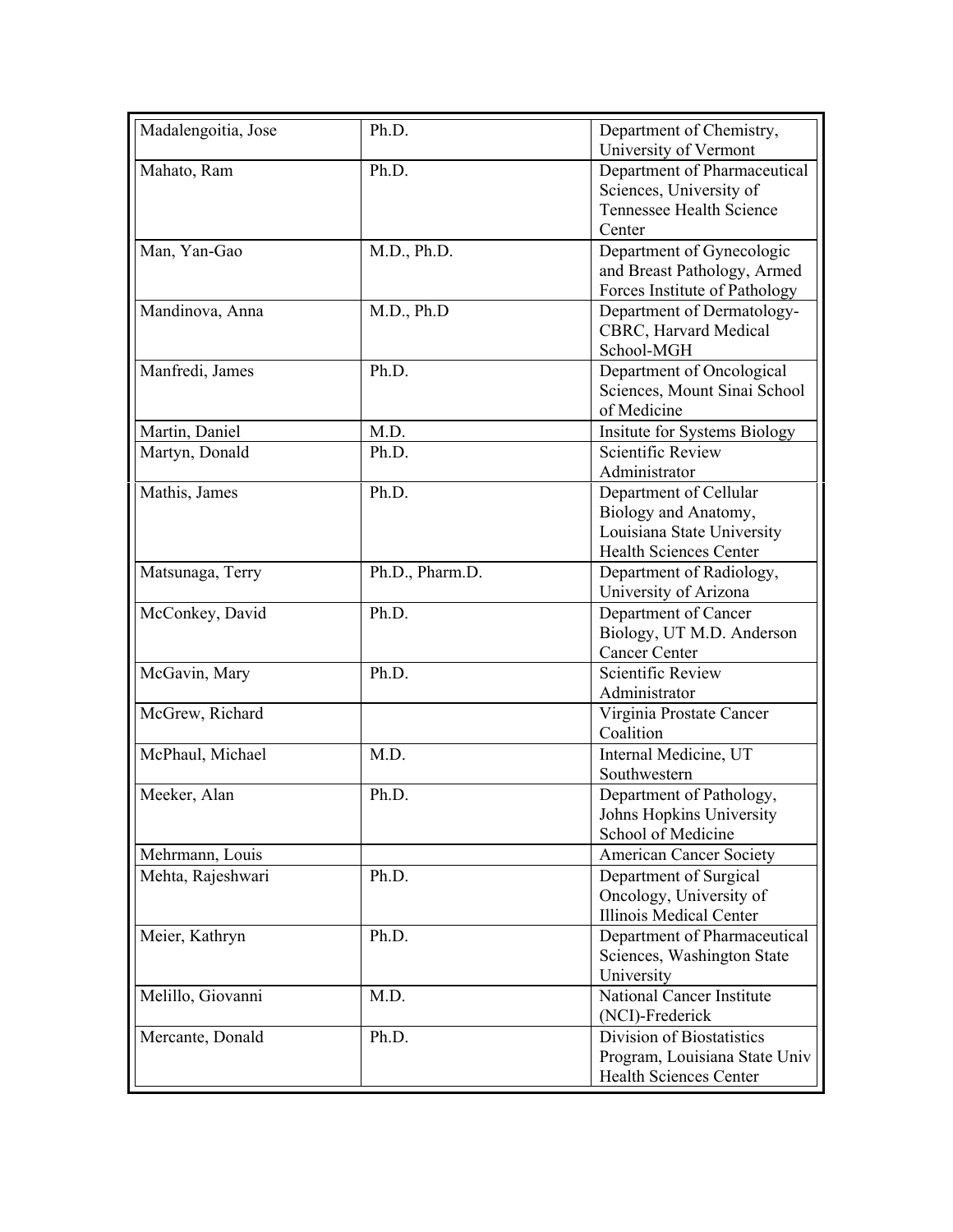| | | |
|---|---|---|
| Madalengoitia, Jose | Ph.D. | Department of Chemistry, University of Vermont |
| Mahato, Ram | Ph.D. | Department of Pharmaceutical Sciences, University of Tennessee Health Science Center |
| Man, Yan-Gao | M.D., Ph.D. | Department of Gynecologic and Breast Pathology, Armed Forces Institute of Pathology |
| Mandinova, Anna | M.D., Ph.D | Department of Dermatology-CBRC, Harvard Medical School-MGH |
| Manfredi, James | Ph.D. | Department of Oncological Sciences, Mount Sinai School of Medicine |
| Martin, Daniel | M.D. | Insitute for Systems Biology |
| Martyn, Donald | Ph.D. | Scientific Review Administrator |
| Mathis, James | Ph.D. | Department of Cellular Biology and Anatomy, Louisiana State University Health Sciences Center |
| Matsunaga, Terry | Ph.D., Pharm.D. | Department of Radiology, University of Arizona |
| McConkey, David | Ph.D. | Department of Cancer Biology, UT M.D. Anderson Cancer Center |
| McGavin, Mary | Ph.D. | Scientific Review Administrator |
| McGrew, Richard | | Virginia Prostate Cancer Coalition |
| McPhaul, Michael | M.D. | Internal Medicine, UT Southwestern |
| Meeker, Alan | Ph.D. | Department of Pathology, Johns Hopkins University School of Medicine |
| Mehrmann, Louis | | American Cancer Society |
| Mehta, Rajeshwari | Ph.D. | Department of Surgical Oncology, University of Illinois Medical Center |
| Meier, Kathryn | Ph.D. | Department of Pharmaceutical Sciences, Washington State University |
| Melillo, Giovanni | M.D. | National Cancer Institute (NCI)-Frederick |
| Mercante, Donald | Ph.D. | Division of Biostatistics Program, Louisiana State Univ Health Sciences Center |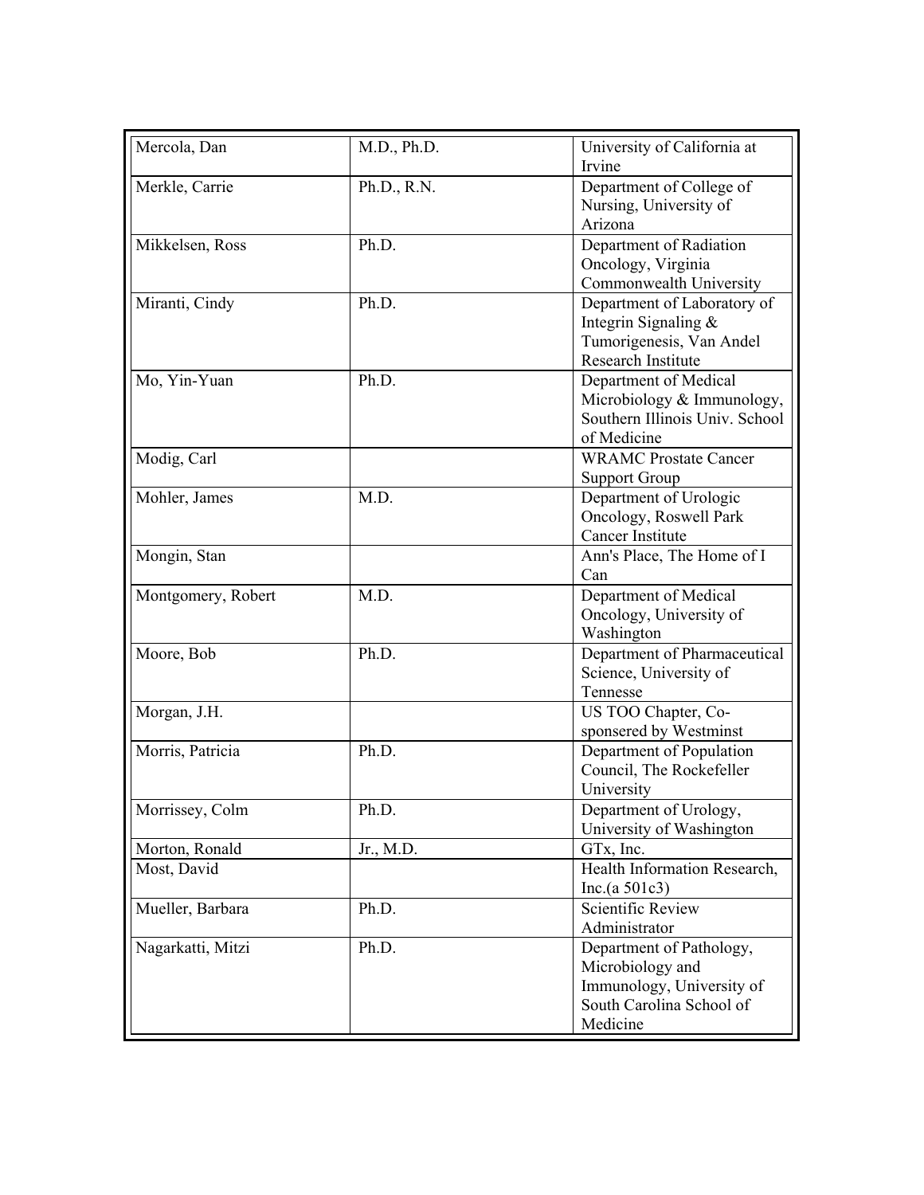| | | |
|---|---|---|
| Mercola, Dan | M.D., Ph.D. | University of California at Irvine |
| Merkle, Carrie | Ph.D., R.N. | Department of College of Nursing, University of Arizona |
| Mikkelsen, Ross | Ph.D. | Department of Radiation Oncology, Virginia Commonwealth University |
| Miranti, Cindy | Ph.D. | Department of Laboratory of Integrin Signaling & Tumorigenesis, Van Andel Research Institute |
| Mo, Yin-Yuan | Ph.D. | Department of Medical Microbiology & Immunology, Southern Illinois Univ. School of Medicine |
| Modig, Carl | | WRAMC Prostate Cancer Support Group |
| Mohler, James | M.D. | Department of Urologic Oncology, Roswell Park Cancer Institute |
| Mongin, Stan | | Ann's Place, The Home of I Can |
| Montgomery, Robert | M.D. | Department of Medical Oncology, University of Washington |
| Moore, Bob | Ph.D. | Department of Pharmaceutical Science, University of Tennesse |
| Morgan, J.H. | | US TOO Chapter, Co-sponsered by Westminst |
| Morris, Patricia | Ph.D. | Department of Population Council, The Rockefeller University |
| Morrissey, Colm | Ph.D. | Department of Urology, University of Washington |
| Morton, Ronald | Jr., M.D. | GTx, Inc. |
| Most, David | | Health Information Research, Inc.(a 501c3) |
| Mueller, Barbara | Ph.D. | Scientific Review Administrator |
| Nagarkatti, Mitzi | Ph.D. | Department of Pathology, Microbiology and Immunology, University of South Carolina School of Medicine |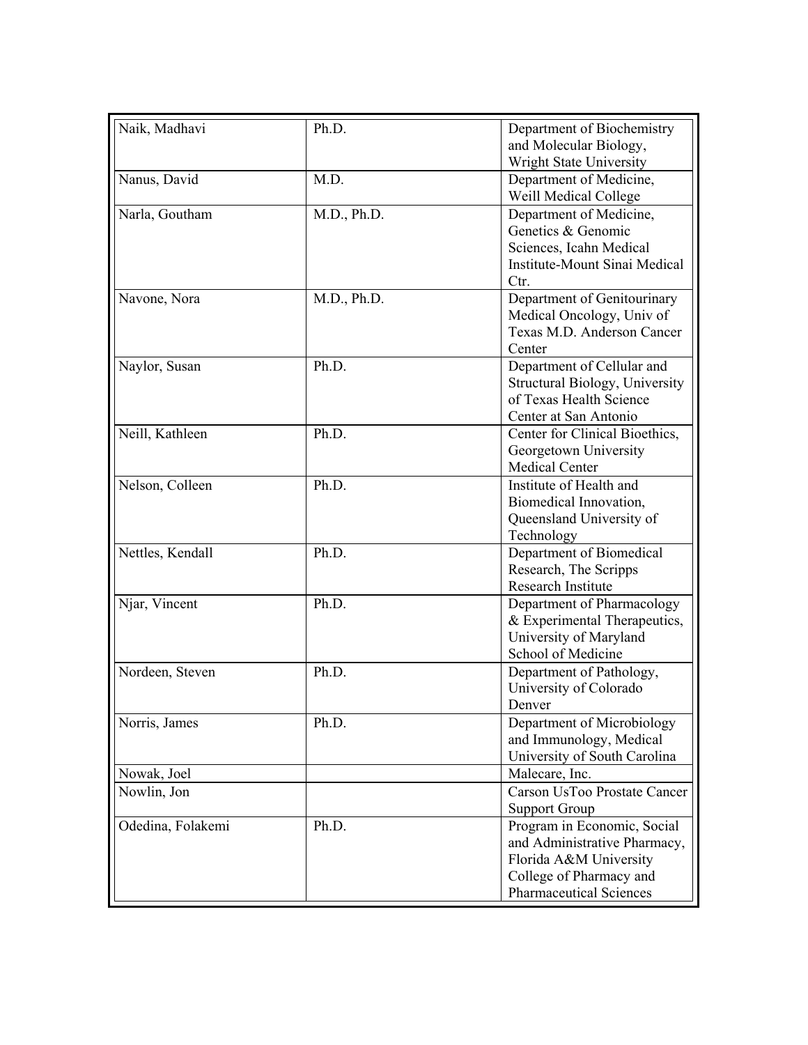| | | |
|---|---|---|
| Naik, Madhavi | Ph.D. | Department of Biochemistry and Molecular Biology, Wright State University |
| Nanus, David | M.D. | Department of Medicine, Weill Medical College |
| Narla, Goutham | M.D., Ph.D. | Department of Medicine, Genetics & Genomic Sciences, Icahn Medical Institute-Mount Sinai Medical Ctr. |
| Navone, Nora | M.D., Ph.D. | Department of Genitourinary Medical Oncology, Univ of Texas M.D. Anderson Cancer Center |
| Naylor, Susan | Ph.D. | Department of Cellular and Structural Biology, University of Texas Health Science Center at San Antonio |
| Neill, Kathleen | Ph.D. | Center for Clinical Bioethics, Georgetown University Medical Center |
| Nelson, Colleen | Ph.D. | Institute of Health and Biomedical Innovation, Queensland University of Technology |
| Nettles, Kendall | Ph.D. | Department of Biomedical Research, The Scripps Research Institute |
| Njar, Vincent | Ph.D. | Department of Pharmacology & Experimental Therapeutics, University of Maryland School of Medicine |
| Nordeen, Steven | Ph.D. | Department of Pathology, University of Colorado Denver |
| Norris, James | Ph.D. | Department of Microbiology and Immunology, Medical University of South Carolina |
| Nowak, Joel | | Malecare, Inc. |
| Nowlin, Jon | | Carson UsToo Prostate Cancer Support Group |
| Odedina, Folakemi | Ph.D. | Program in Economic, Social and Administrative Pharmacy, Florida A&M University College of Pharmacy and Pharmaceutical Sciences |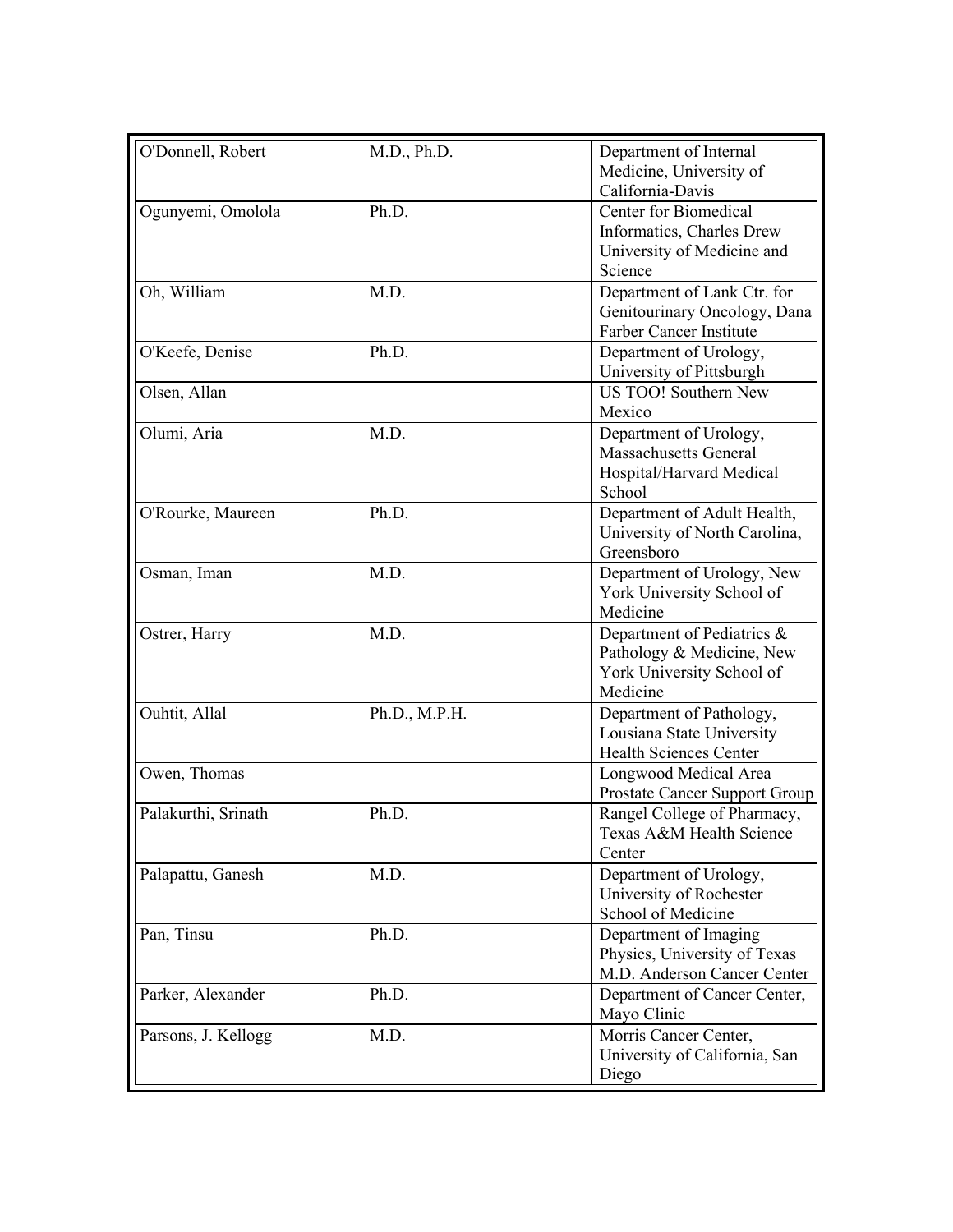| | | |
|---|---|---|
| O'Donnell, Robert | M.D., Ph.D. | Department of Internal Medicine, University of California-Davis |
| Ogunyemi, Omolola | Ph.D. | Center for Biomedical Informatics, Charles Drew University of Medicine and Science |
| Oh, William | M.D. | Department of Lank Ctr. for Genitourinary Oncology, Dana Farber Cancer Institute |
| O'Keefe, Denise | Ph.D. | Department of Urology, University of Pittsburgh |
| Olsen, Allan | | US TOO! Southern New Mexico |
| Olumi, Aria | M.D. | Department of Urology, Massachusetts General Hospital/Harvard Medical School |
| O'Rourke, Maureen | Ph.D. | Department of Adult Health, University of North Carolina, Greensboro |
| Osman, Iman | M.D. | Department of Urology, New York University School of Medicine |
| Ostrer, Harry | M.D. | Department of Pediatrics & Pathology & Medicine, New York University School of Medicine |
| Ouhtit, Allal | Ph.D., M.P.H. | Department of Pathology, Lousiana State University Health Sciences Center |
| Owen, Thomas | | Longwood Medical Area Prostate Cancer Support Group |
| Palakurthi, Srinath | Ph.D. | Rangel College of Pharmacy, Texas A&M Health Science Center |
| Palapattu, Ganesh | M.D. | Department of Urology, University of Rochester School of Medicine |
| Pan, Tinsu | Ph.D. | Department of Imaging Physics, University of Texas M.D. Anderson Cancer Center |
| Parker, Alexander | Ph.D. | Department of Cancer Center, Mayo Clinic |
| Parsons, J. Kellogg | M.D. | Morris Cancer Center, University of California, San Diego |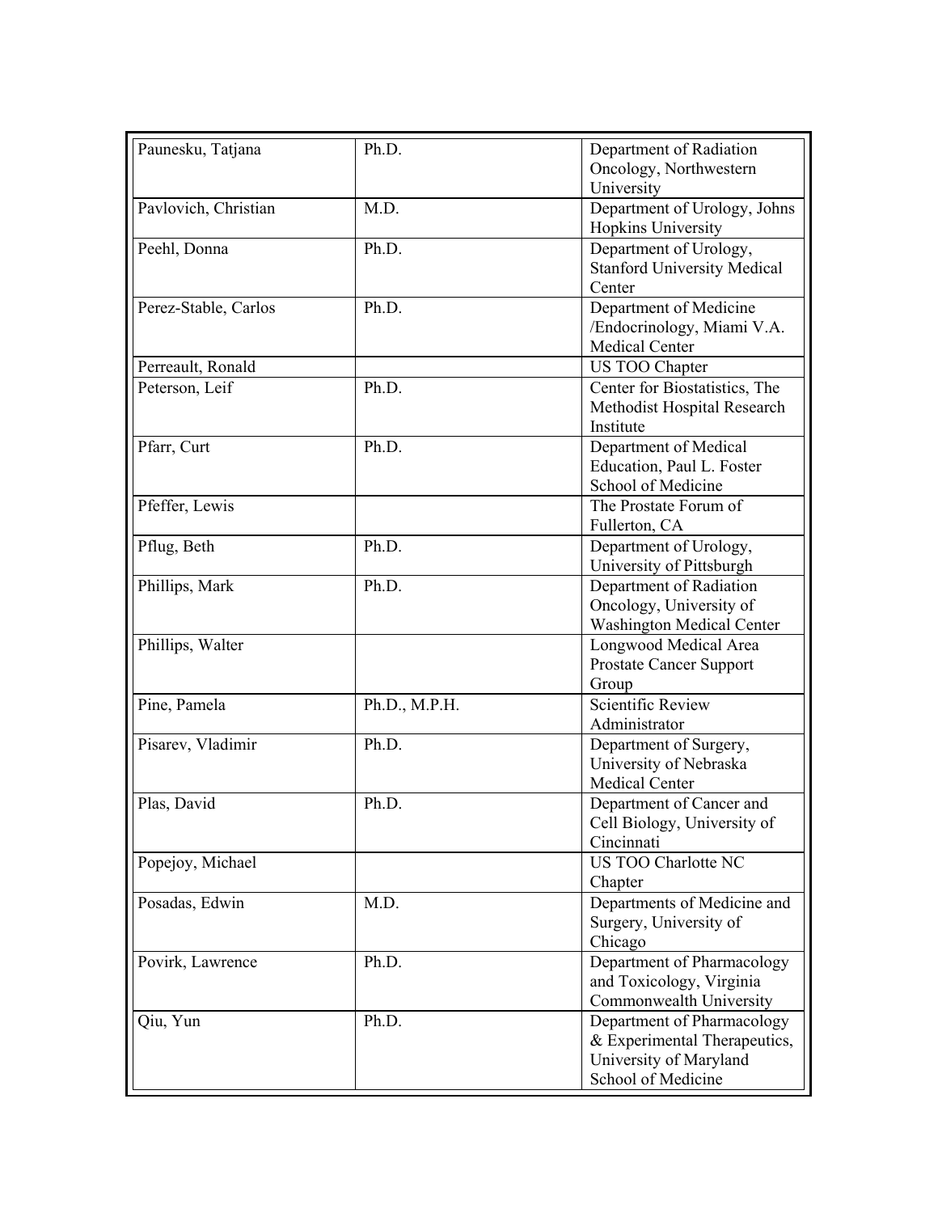| Paunesku, Tatjana | Ph.D. | Department of Radiation Oncology, Northwestern University |
|---|---|---|
| Pavlovich, Christian | M.D. | Department of Urology, Johns Hopkins University |
| Peehl, Donna | Ph.D. | Department of Urology, Stanford University Medical Center |
| Perez-Stable, Carlos | Ph.D. | Department of Medicine /Endocrinology, Miami V.A. Medical Center |
| Perreault, Ronald | | US TOO Chapter |
| Peterson, Leif | Ph.D. | Center for Biostatistics, The Methodist Hospital Research Institute |
| Pfarr, Curt | Ph.D. | Department of Medical Education, Paul L. Foster School of Medicine |
| Pfeffer, Lewis | | The Prostate Forum of Fullerton, CA |
| Pflug, Beth | Ph.D. | Department of Urology, University of Pittsburgh |
| Phillips, Mark | Ph.D. | Department of Radiation Oncology, University of Washington Medical Center |
| Phillips, Walter | | Longwood Medical Area Prostate Cancer Support Group |
| Pine, Pamela | Ph.D., M.P.H. | Scientific Review Administrator |
| Pisarev, Vladimir | Ph.D. | Department of Surgery, University of Nebraska Medical Center |
| Plas, David | Ph.D. | Department of Cancer and Cell Biology, University of Cincinnati |
| Popejoy, Michael | | US TOO Charlotte NC Chapter |
| Posadas, Edwin | M.D. | Departments of Medicine and Surgery, University of Chicago |
| Povirk, Lawrence | Ph.D. | Department of Pharmacology and Toxicology, Virginia Commonwealth University |
| Qiu, Yun | Ph.D. | Department of Pharmacology & Experimental Therapeutics, University of Maryland School of Medicine |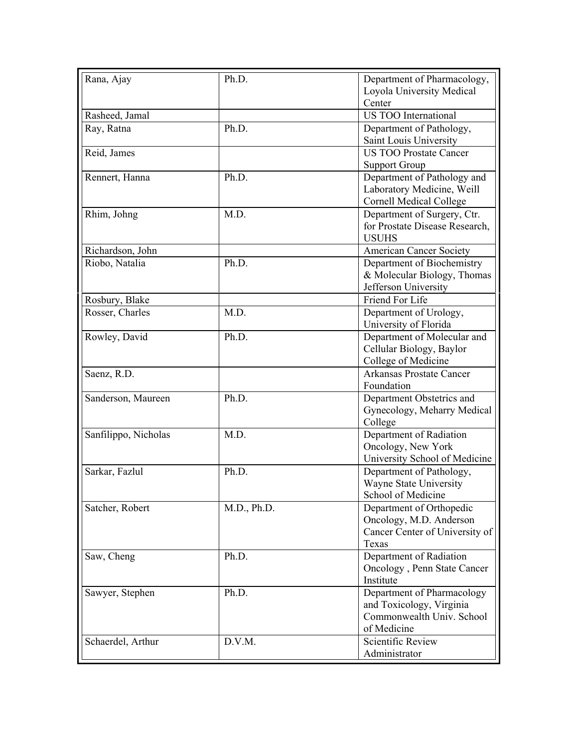| | | |
|---|---|---|
| Rana, Ajay | Ph.D. | Department of Pharmacology, Loyola University Medical Center |
| Rasheed, Jamal | | US TOO International |
| Ray, Ratna | Ph.D. | Department of Pathology, Saint Louis University |
| Reid, James | | US TOO Prostate Cancer Support Group |
| Rennert, Hanna | Ph.D. | Department of Pathology and Laboratory Medicine, Weill Cornell Medical College |
| Rhim, Johng | M.D. | Department of Surgery, Ctr. for Prostate Disease Research, USUHS |
| Richardson, John | | American Cancer Society |
| Riobo, Natalia | Ph.D. | Department of Biochemistry & Molecular Biology, Thomas Jefferson University |
| Rosbury, Blake | | Friend For Life |
| Rosser, Charles | M.D. | Department of Urology, University of Florida |
| Rowley, David | Ph.D. | Department of Molecular and Cellular Biology, Baylor College of Medicine |
| Saenz, R.D. | | Arkansas Prostate Cancer Foundation |
| Sanderson, Maureen | Ph.D. | Department Obstetrics and Gynecology, Meharry Medical College |
| Sanfilippo, Nicholas | M.D. | Department of Radiation Oncology, New York University School of Medicine |
| Sarkar, Fazlul | Ph.D. | Department of Pathology, Wayne State University School of Medicine |
| Satcher, Robert | M.D., Ph.D. | Department of Orthopedic Oncology, M.D. Anderson Cancer Center of University of Texas |
| Saw, Cheng | Ph.D. | Department of Radiation Oncology , Penn State Cancer Institute |
| Sawyer, Stephen | Ph.D. | Department of Pharmacology and Toxicology, Virginia Commonwealth Univ. School of Medicine |
| Schaerdel, Arthur | D.V.M. | Scientific Review Administrator |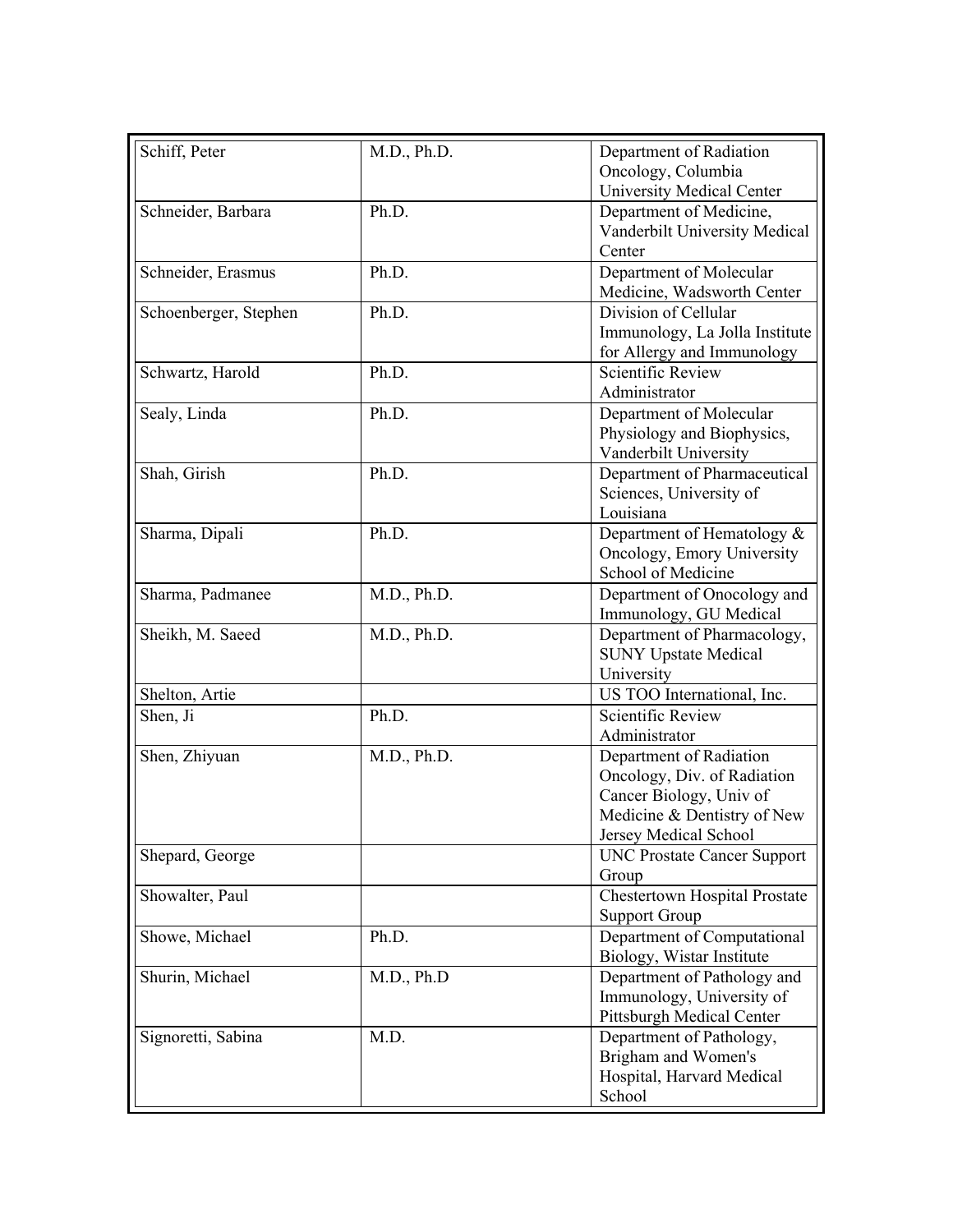| | | |
|---|---|---|
| Schiff, Peter | M.D., Ph.D. | Department of Radiation Oncology, Columbia University Medical Center |
| Schneider, Barbara | Ph.D. | Department of Medicine, Vanderbilt University Medical Center |
| Schneider, Erasmus | Ph.D. | Department of Molecular Medicine, Wadsworth Center |
| Schoenberger, Stephen | Ph.D. | Division of Cellular Immunology, La Jolla Institute for Allergy and Immunology |
| Schwartz, Harold | Ph.D. | Scientific Review Administrator |
| Sealy, Linda | Ph.D. | Department of Molecular Physiology and Biophysics, Vanderbilt University |
| Shah, Girish | Ph.D. | Department of Pharmaceutical Sciences, University of Louisiana |
| Sharma, Dipali | Ph.D. | Department of Hematology & Oncology, Emory University School of Medicine |
| Sharma, Padmanee | M.D., Ph.D. | Department of Onocology and Immunology, GU Medical |
| Sheikh, M. Saeed | M.D., Ph.D. | Department of Pharmacology, SUNY Upstate Medical University |
| Shelton, Artie | | US TOO International, Inc. |
| Shen, Ji | Ph.D. | Scientific Review Administrator |
| Shen, Zhiyuan | M.D., Ph.D. | Department of Radiation Oncology, Div. of Radiation Cancer Biology, Univ of Medicine & Dentistry of New Jersey Medical School |
| Shepard, George | | UNC Prostate Cancer Support Group |
| Showalter, Paul | | Chestertown Hospital Prostate Support Group |
| Showe, Michael | Ph.D. | Department of Computational Biology, Wistar Institute |
| Shurin, Michael | M.D., Ph.D | Department of Pathology and Immunology, University of Pittsburgh Medical Center |
| Signoretti, Sabina | M.D. | Department of Pathology, Brigham and Women's Hospital, Harvard Medical School |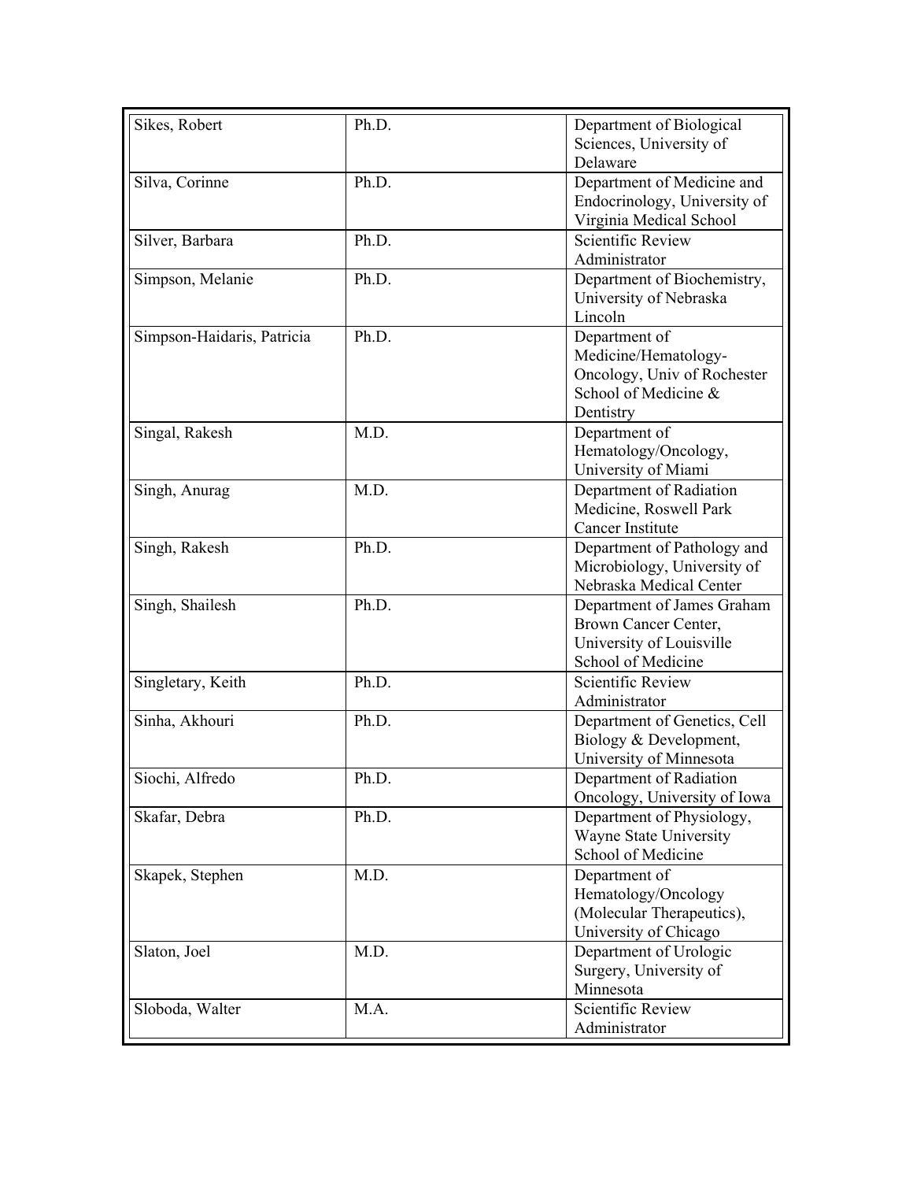| | | |
|---|---|---|
| Sikes, Robert | Ph.D. | Department of Biological Sciences, University of Delaware |
| Silva, Corinne | Ph.D. | Department of Medicine and Endocrinology, University of Virginia Medical School |
| Silver, Barbara | Ph.D. | Scientific Review Administrator |
| Simpson, Melanie | Ph.D. | Department of Biochemistry, University of Nebraska Lincoln |
| Simpson-Haidaris, Patricia | Ph.D. | Department of Medicine/Hematology-Oncology, Univ of Rochester School of Medicine & Dentistry |
| Singal, Rakesh | M.D. | Department of Hematology/Oncology, University of Miami |
| Singh, Anurag | M.D. | Department of Radiation Medicine, Roswell Park Cancer Institute |
| Singh, Rakesh | Ph.D. | Department of Pathology and Microbiology, University of Nebraska Medical Center |
| Singh, Shailesh | Ph.D. | Department of James Graham Brown Cancer Center, University of Louisville School of Medicine |
| Singletary, Keith | Ph.D. | Scientific Review Administrator |
| Sinha, Akhouri | Ph.D. | Department of Genetics, Cell Biology & Development, University of Minnesota |
| Siochi, Alfredo | Ph.D. | Department of Radiation Oncology, University of Iowa |
| Skafar, Debra | Ph.D. | Department of Physiology, Wayne State University School of Medicine |
| Skapek, Stephen | M.D. | Department of Hematology/Oncology (Molecular Therapeutics), University of Chicago |
| Slaton, Joel | M.D. | Department of Urologic Surgery, University of Minnesota |
| Sloboda, Walter | M.A. | Scientific Review Administrator |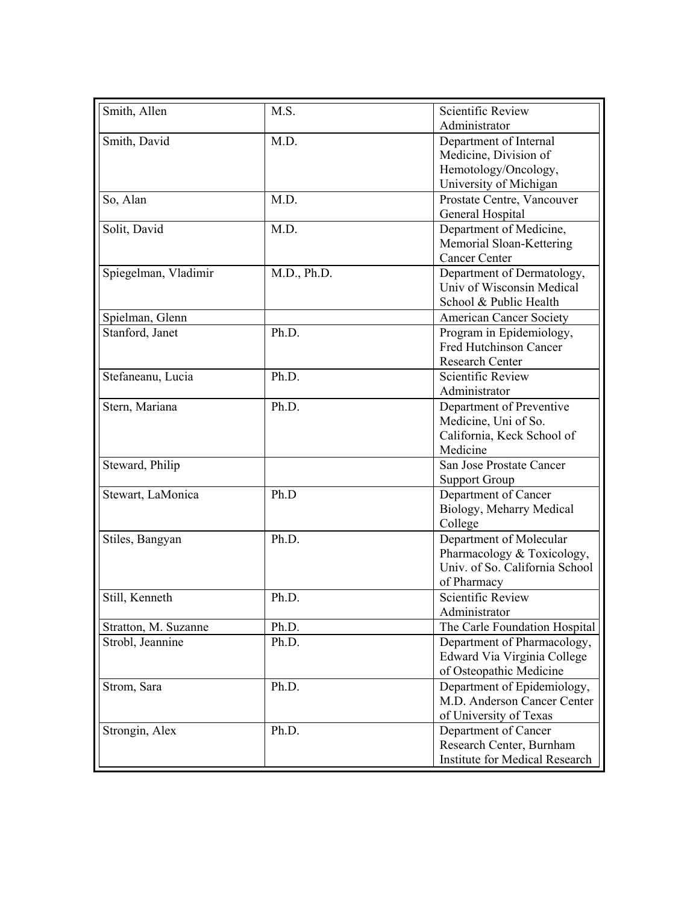| | | |
|---|---|---|
| Smith, Allen | M.S. | Scientific Review Administrator |
| Smith, David | M.D. | Department of Internal Medicine, Division of Hemotology/Oncology, University of Michigan |
| So, Alan | M.D. | Prostate Centre, Vancouver General Hospital |
| Solit, David | M.D. | Department of Medicine, Memorial Sloan-Kettering Cancer Center |
| Spiegelman, Vladimir | M.D., Ph.D. | Department of Dermatology, Univ of Wisconsin Medical School & Public Health |
| Spielman, Glenn | | American Cancer Society |
| Stanford, Janet | Ph.D. | Program in Epidemiology, Fred Hutchinson Cancer Research Center |
| Stefaneanu, Lucia | Ph.D. | Scientific Review Administrator |
| Stern, Mariana | Ph.D. | Department of Preventive Medicine, Uni of So. California, Keck School of Medicine |
| Steward, Philip | | San Jose Prostate Cancer Support Group |
| Stewart, LaMonica | Ph.D | Department of Cancer Biology, Meharry Medical College |
| Stiles, Bangyan | Ph.D. | Department of Molecular Pharmacology & Toxicology, Univ. of So. California School of Pharmacy |
| Still, Kenneth | Ph.D. | Scientific Review Administrator |
| Stratton, M. Suzanne | Ph.D. | The Carle Foundation Hospital |
| Strobl, Jeannine | Ph.D. | Department of Pharmacology, Edward Via Virginia College of Osteopathic Medicine |
| Strom, Sara | Ph.D. | Department of Epidemiology, M.D. Anderson Cancer Center of University of Texas |
| Strongin, Alex | Ph.D. | Department of Cancer Research Center, Burnham Institute for Medical Research |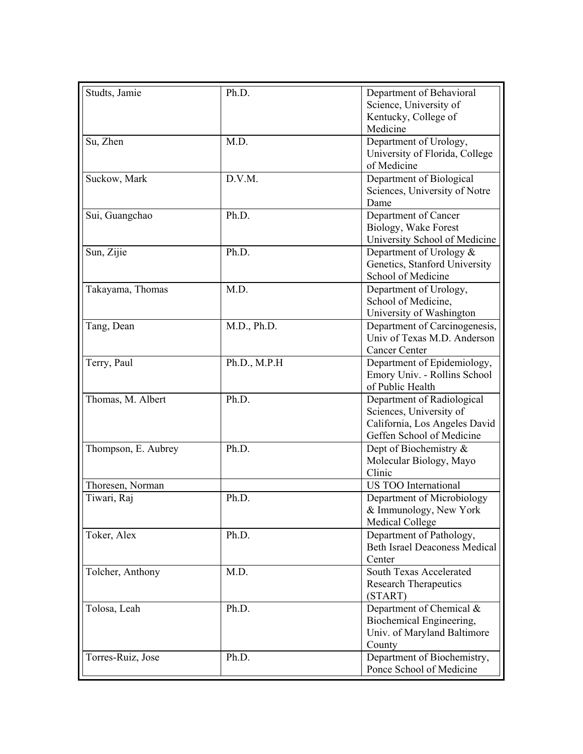| Studts, Jamie | Ph.D. | Department of Behavioral Science, University of Kentucky, College of Medicine |
|---|---|---|
| Su, Zhen | M.D. | Department of Urology, University of Florida, College of Medicine |
| Suckow, Mark | D.V.M. | Department of Biological Sciences, University of Notre Dame |
| Sui, Guangchao | Ph.D. | Department of Cancer Biology, Wake Forest University School of Medicine |
| Sun, Zijie | Ph.D. | Department of Urology & Genetics, Stanford University School of Medicine |
| Takayama, Thomas | M.D. | Department of Urology, School of Medicine, University of Washington |
| Tang, Dean | M.D., Ph.D. | Department of Carcinogenesis, Univ of Texas M.D. Anderson Cancer Center |
| Terry, Paul | Ph.D., M.P.H | Department of Epidemiology, Emory Univ. - Rollins School of Public Health |
| Thomas, M. Albert | Ph.D. | Department of Radiological Sciences, University of California, Los Angeles David Geffen School of Medicine |
| Thompson, E. Aubrey | Ph.D. | Dept of Biochemistry & Molecular Biology, Mayo Clinic |
| Thoresen, Norman | | US TOO International |
| Tiwari, Raj | Ph.D. | Department of Microbiology & Immunology, New York Medical College |
| Toker, Alex | Ph.D. | Department of Pathology, Beth Israel Deaconess Medical Center |
| Tolcher, Anthony | M.D. | South Texas Accelerated Research Therapeutics (START) |
| Tolosa, Leah | Ph.D. | Department of Chemical & Biochemical Engineering, Univ. of Maryland Baltimore County |
| Torres-Ruiz, Jose | Ph.D. | Department of Biochemistry, Ponce School of Medicine |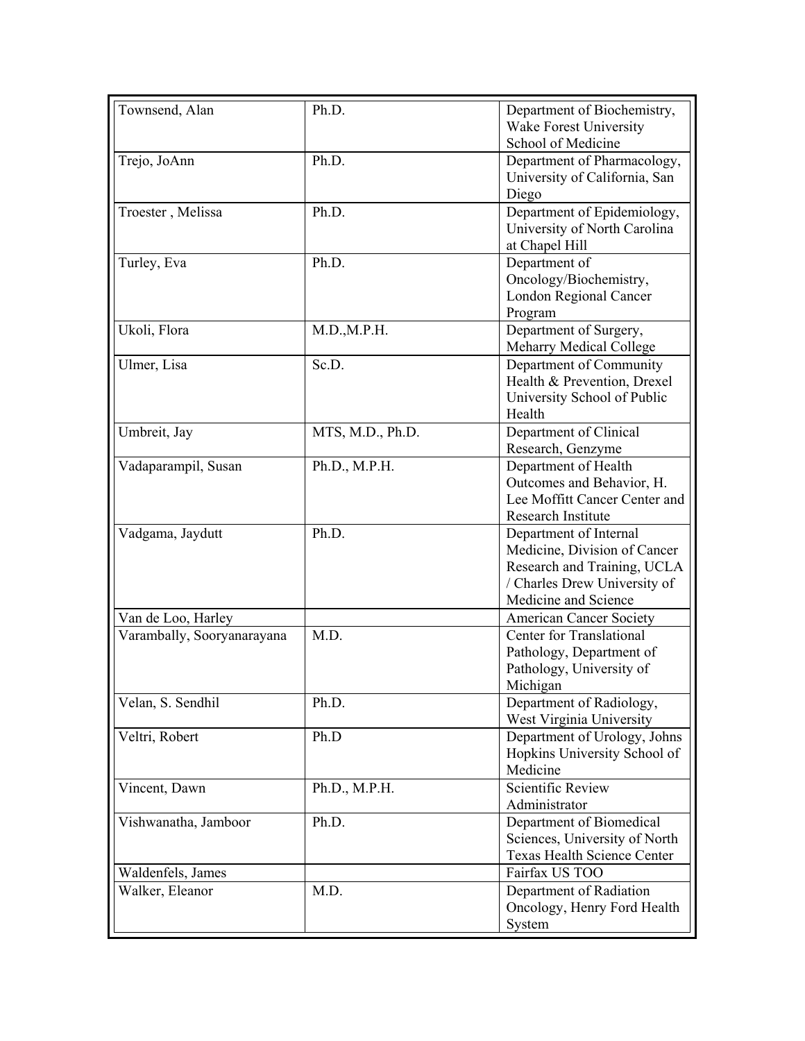| | | |
|---|---|---|
| Townsend, Alan | Ph.D. | Department of Biochemistry, Wake Forest University School of Medicine |
| Trejo, JoAnn | Ph.D. | Department of Pharmacology, University of California, San Diego |
| Troester , Melissa | Ph.D. | Department of Epidemiology, University of North Carolina at Chapel Hill |
| Turley, Eva | Ph.D. | Department of Oncology/Biochemistry, London Regional Cancer Program |
| Ukoli, Flora | M.D.,M.P.H. | Department of Surgery, Meharry Medical College |
| Ulmer, Lisa | Sc.D. | Department of Community Health & Prevention, Drexel University School of Public Health |
| Umbreit, Jay | MTS, M.D., Ph.D. | Department of Clinical Research, Genzyme |
| Vadaparampil, Susan | Ph.D., M.P.H. | Department of Health Outcomes and Behavior, H. Lee Moffitt Cancer Center and Research Institute |
| Vadgama, Jaydutt | Ph.D. | Department of Internal Medicine, Division of Cancer Research and Training, UCLA / Charles Drew University of Medicine and Science |
| Van de Loo, Harley | | American Cancer Society |
| Varambally, Sooryanarayana | M.D. | Center for Translational Pathology, Department of Pathology, University of Michigan |
| Velan, S. Sendhil | Ph.D. | Department of Radiology, West Virginia University |
| Veltri, Robert | Ph.D | Department of Urology, Johns Hopkins University School of Medicine |
| Vincent, Dawn | Ph.D., M.P.H. | Scientific Review Administrator |
| Vishwanatha, Jamboor | Ph.D. | Department of Biomedical Sciences, University of North Texas Health Science Center |
| Waldenfels, James | | Fairfax US TOO |
| Walker, Eleanor | M.D. | Department of Radiation Oncology, Henry Ford Health System |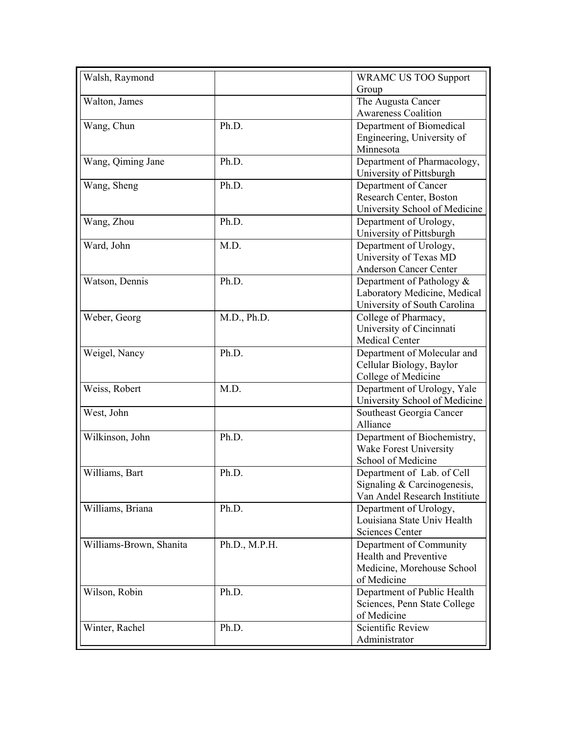| Walsh, Raymond | | WRAMC US TOO Support Group |
|---|---|---|
| Walton, James | | The Augusta Cancer Awareness Coalition |
| Wang, Chun | Ph.D. | Department of Biomedical Engineering, University of Minnesota |
| Wang, Qiming Jane | Ph.D. | Department of Pharmacology, University of Pittsburgh |
| Wang, Sheng | Ph.D. | Department of Cancer Research Center, Boston University School of Medicine |
| Wang, Zhou | Ph.D. | Department of Urology, University of Pittsburgh |
| Ward, John | M.D. | Department of Urology, University of Texas MD Anderson Cancer Center |
| Watson, Dennis | Ph.D. | Department of Pathology & Laboratory Medicine, Medical University of South Carolina |
| Weber, Georg | M.D., Ph.D. | College of Pharmacy, University of Cincinnati Medical Center |
| Weigel, Nancy | Ph.D. | Department of Molecular and Cellular Biology, Baylor College of Medicine |
| Weiss, Robert | M.D. | Department of Urology, Yale University School of Medicine |
| West, John | | Southeast Georgia Cancer Alliance |
| Wilkinson, John | Ph.D. | Department of Biochemistry, Wake Forest University School of Medicine |
| Williams, Bart | Ph.D. | Department of Lab. of Cell Signaling & Carcinogenesis, Van Andel Research Institiute |
| Williams, Briana | Ph.D. | Department of Urology, Louisiana State Univ Health Sciences Center |
| Williams-Brown, Shanita | Ph.D., M.P.H. | Department of Community Health and Preventive Medicine, Morehouse School of Medicine |
| Wilson, Robin | Ph.D. | Department of Public Health Sciences, Penn State College of Medicine |
| Winter, Rachel | Ph.D. | Scientific Review Administrator |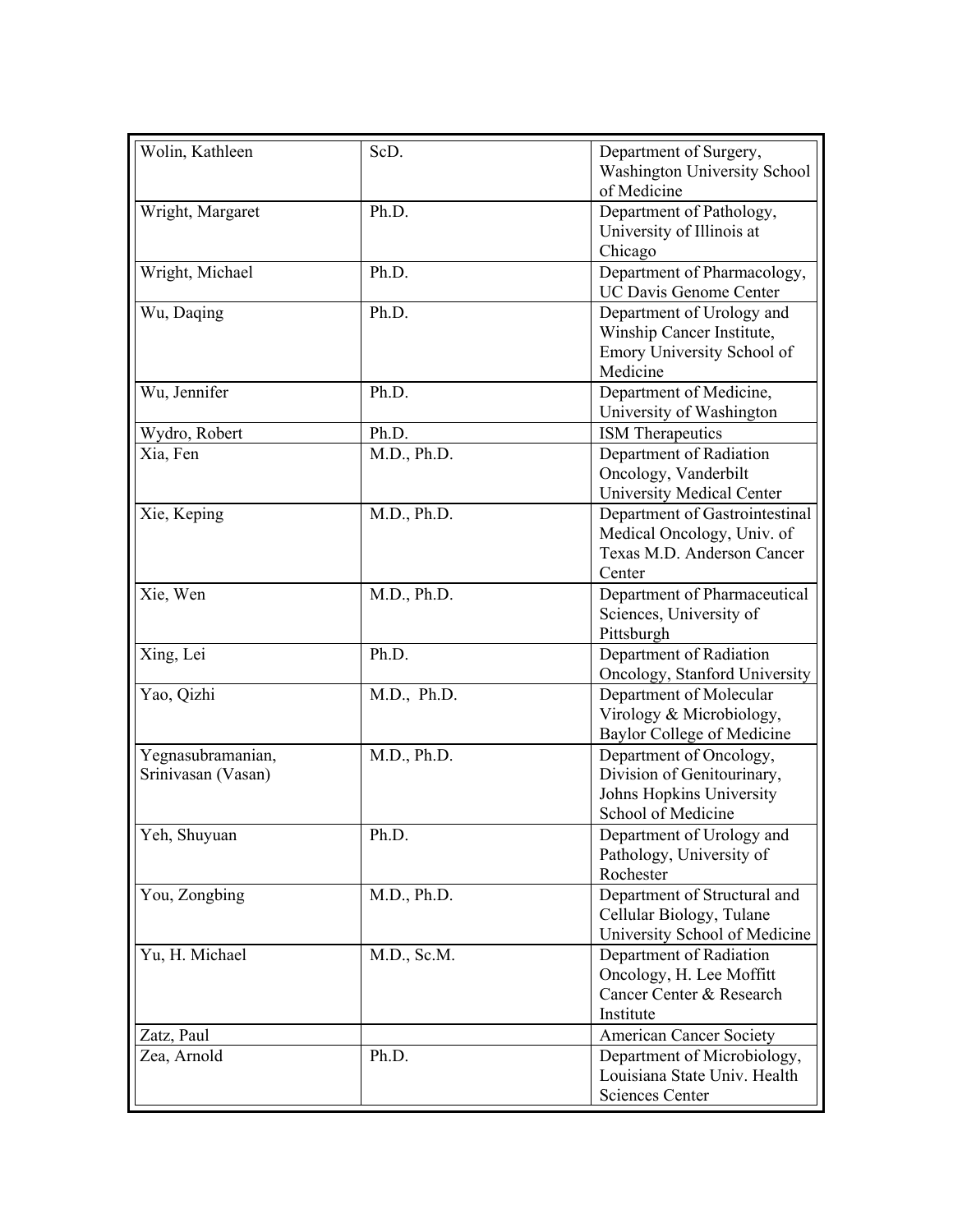| | | |
|---|---|---|
| Wolin, Kathleen | ScD. | Department of Surgery, Washington University School of Medicine |
| Wright, Margaret | Ph.D. | Department of Pathology, University of Illinois at Chicago |
| Wright, Michael | Ph.D. | Department of Pharmacology, UC Davis Genome Center |
| Wu, Daqing | Ph.D. | Department of Urology and Winship Cancer Institute, Emory University School of Medicine |
| Wu, Jennifer | Ph.D. | Department of Medicine, University of Washington |
| Wydro, Robert | Ph.D. | ISM Therapeutics |
| Xia, Fen | M.D., Ph.D. | Department of Radiation Oncology, Vanderbilt University Medical Center |
| Xie, Keping | M.D., Ph.D. | Department of Gastrointestinal Medical Oncology, Univ. of Texas M.D. Anderson Cancer Center |
| Xie, Wen | M.D., Ph.D. | Department of Pharmaceutical Sciences, University of Pittsburgh |
| Xing, Lei | Ph.D. | Department of Radiation Oncology, Stanford University |
| Yao, Qizhi | M.D., Ph.D. | Department of Molecular Virology & Microbiology, Baylor College of Medicine |
| Yegnasubramanian, Srinivasan (Vasan) | M.D., Ph.D. | Department of Oncology, Division of Genitourinary, Johns Hopkins University School of Medicine |
| Yeh, Shuyuan | Ph.D. | Department of Urology and Pathology, University of Rochester |
| You, Zongbing | M.D., Ph.D. | Department of Structural and Cellular Biology, Tulane University School of Medicine |
| Yu, H. Michael | M.D., Sc.M. | Department of Radiation Oncology, H. Lee Moffitt Cancer Center & Research Institute |
| Zatz, Paul | | American Cancer Society |
| Zea, Arnold | Ph.D. | Department of Microbiology, Louisiana State Univ. Health Sciences Center |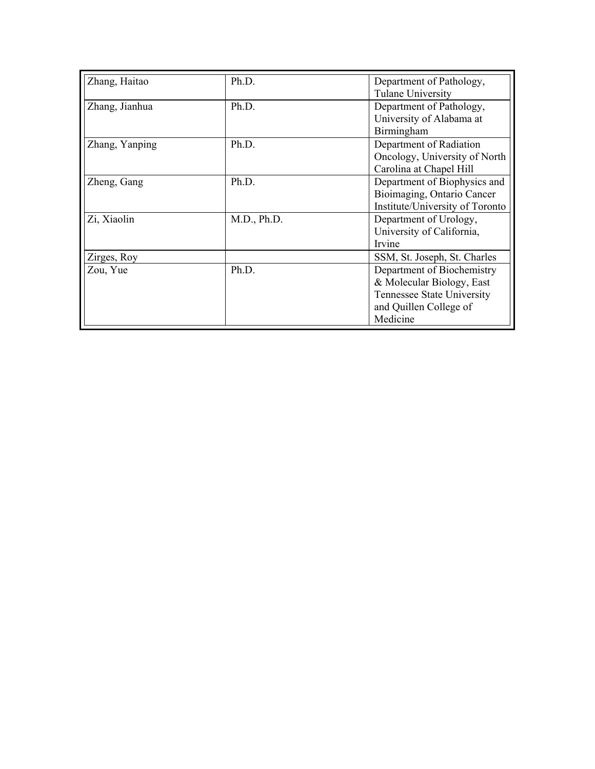| | | |
|---|---|---|
| Zhang, Haitao | Ph.D. | Department of Pathology, Tulane University |
| Zhang, Jianhua | Ph.D. | Department of Pathology, University of Alabama at Birmingham |
| Zhang, Yanping | Ph.D. | Department of Radiation Oncology, University of North Carolina at Chapel Hill |
| Zheng, Gang | Ph.D. | Department of Biophysics and Bioimaging, Ontario Cancer Institute/University of Toronto |
| Zi, Xiaolin | M.D., Ph.D. | Department of Urology, University of California, Irvine |
| Zirges, Roy | | SSM, St. Joseph, St. Charles |
| Zou, Yue | Ph.D. | Department of Biochemistry & Molecular Biology, East Tennessee State University and Quillen College of Medicine |